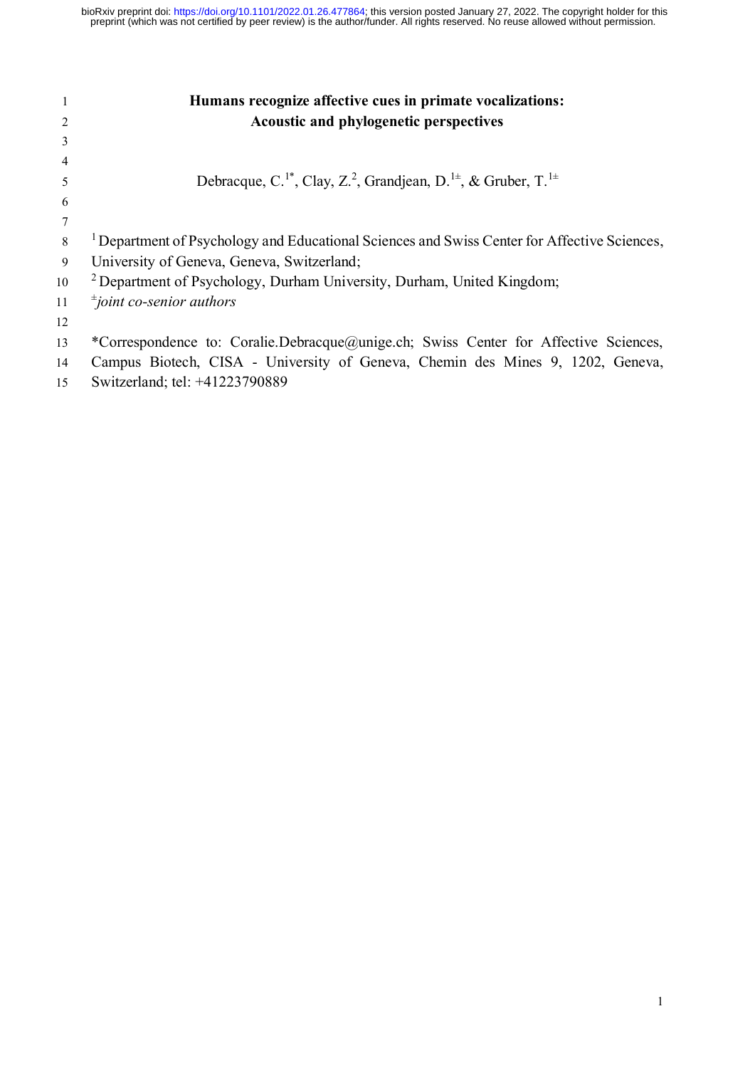# Humans recognize affective cues in primate vocalizations: Acoustic and phylogenetic perspectives

Debracque, C.[1*], Clay, Z.[2], Grandjean, D.[1±], & Gruber, T.[1±]

[1] Department of Psychology and Educational Sciences and Swiss Center for Affective Sciences, University of Geneva, Geneva, Switzerland;

[2] Department of Psychology, Durham University, Durham, United Kingdom;

[±] *joint co-senior authors*

*Correspondence to: Coralie.Debracque@unige.ch; Swiss Center for Affective Sciences, Campus Biotech, CISA - University of Geneva, Chemin des Mines 9, 1202, Geneva, Switzerland; tel: +41223790889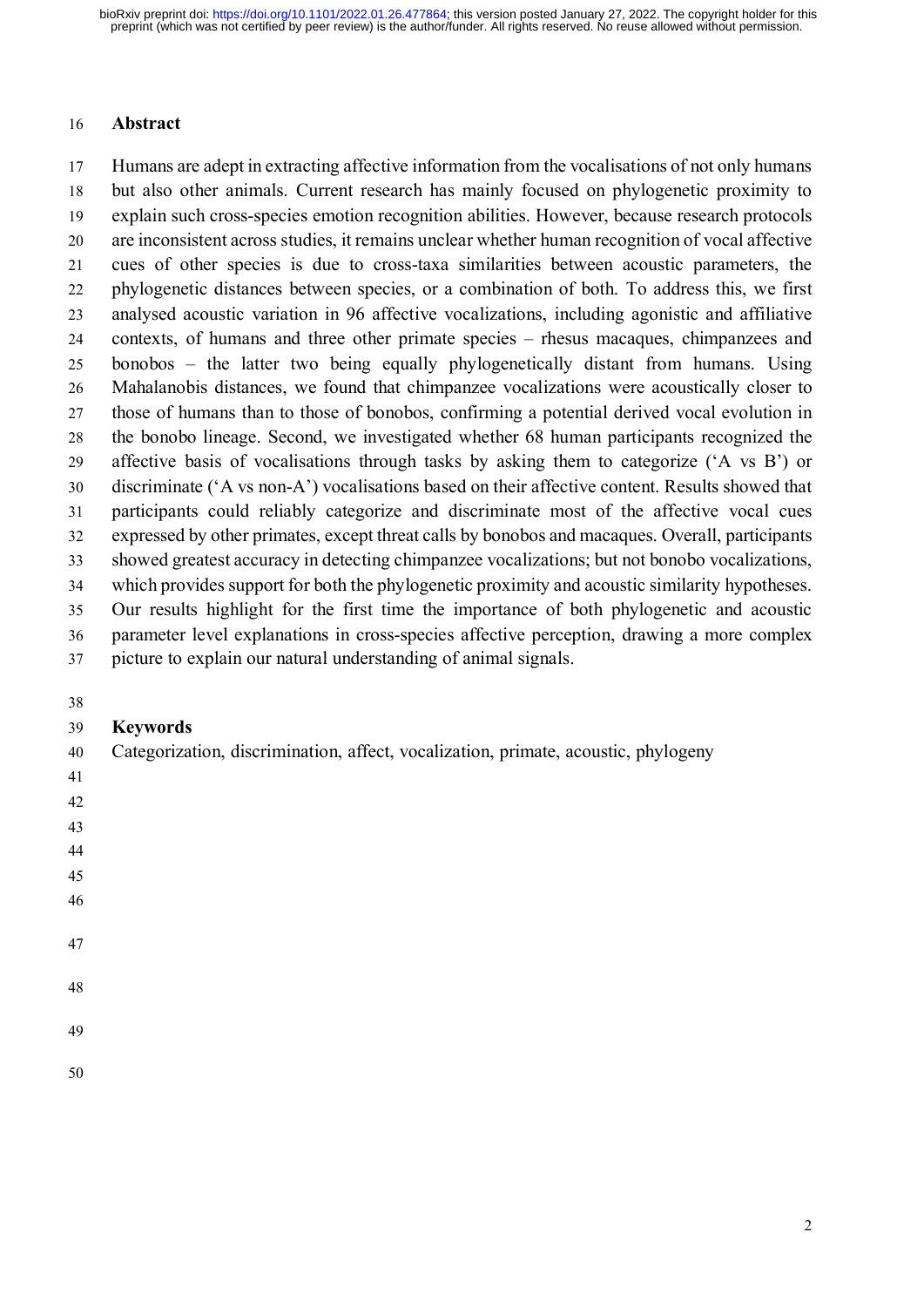## Abstract

Humans are adept in extracting affective information from the vocalisations of not only humans but also other animals. Current research has mainly focused on phylogenetic proximity to explain such cross-species emotion recognition abilities. However, because research protocols are inconsistent across studies, it remains unclear whether human recognition of vocal affective cues of other species is due to cross-taxa similarities between acoustic parameters, the phylogenetic distances between species, or a combination of both. To address this, we first analysed acoustic variation in 96 affective vocalizations, including agonistic and affiliative contexts, of humans and three other primate species – rhesus macaques, chimpanzees and bonobos – the latter two being equally phylogenetically distant from humans. Using Mahalanobis distances, we found that chimpanzee vocalizations were acoustically closer to those of humans than to those of bonobos, confirming a potential derived vocal evolution in the bonobo lineage. Second, we investigated whether 68 human participants recognized the affective basis of vocalisations through tasks by asking them to categorize ('A vs B') or discriminate ('A vs non-A') vocalisations based on their affective content. Results showed that participants could reliably categorize and discriminate most of the affective vocal cues expressed by other primates, except threat calls by bonobos and macaques. Overall, participants showed greatest accuracy in detecting chimpanzee vocalizations; but not bonobo vocalizations, which provides support for both the phylogenetic proximity and acoustic similarity hypotheses. Our results highlight for the first time the importance of both phylogenetic and acoustic parameter level explanations in cross-species affective perception, drawing a more complex picture to explain our natural understanding of animal signals.

## Keywords

Categorization, discrimination, affect, vocalization, primate, acoustic, phylogeny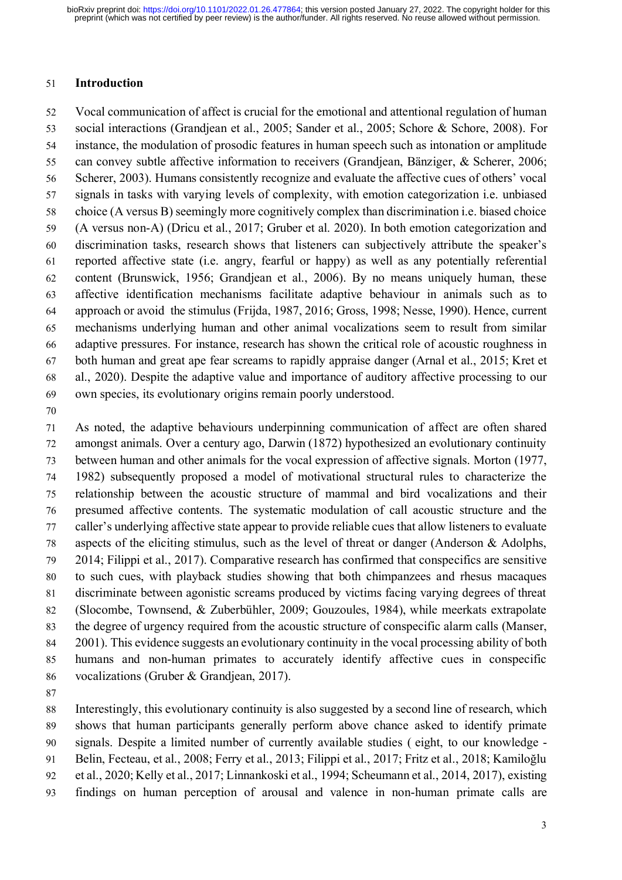## Introduction

Vocal communication of affect is crucial for the emotional and attentional regulation of human social interactions (Grandjean et al., 2005; Sander et al., 2005; Schore & Schore, 2008). For instance, the modulation of prosodic features in human speech such as intonation or amplitude can convey subtle affective information to receivers (Grandjean, Bänziger, & Scherer, 2006; Scherer, 2003). Humans consistently recognize and evaluate the affective cues of others' vocal signals in tasks with varying levels of complexity, with emotion categorization i.e. unbiased choice (A versus B) seemingly more cognitively complex than discrimination i.e. biased choice (A versus non-A) (Dricu et al., 2017; Gruber et al. 2020). In both emotion categorization and discrimination tasks, research shows that listeners can subjectively attribute the speaker's reported affective state (i.e. angry, fearful or happy) as well as any potentially referential content (Brunswick, 1956; Grandjean et al., 2006). By no means uniquely human, these affective identification mechanisms facilitate adaptive behaviour in animals such as to approach or avoid the stimulus (Frijda, 1987, 2016; Gross, 1998; Nesse, 1990). Hence, current mechanisms underlying human and other animal vocalizations seem to result from similar adaptive pressures. For instance, research has shown the critical role of acoustic roughness in both human and great ape fear screams to rapidly appraise danger (Arnal et al., 2015; Kret et al., 2020). Despite the adaptive value and importance of auditory affective processing to our own species, its evolutionary origins remain poorly understood.

As noted, the adaptive behaviours underpinning communication of affect are often shared amongst animals. Over a century ago, Darwin (1872) hypothesized an evolutionary continuity between human and other animals for the vocal expression of affective signals. Morton (1977, 1982) subsequently proposed a model of motivational structural rules to characterize the relationship between the acoustic structure of mammal and bird vocalizations and their presumed affective contents. The systematic modulation of call acoustic structure and the caller's underlying affective state appear to provide reliable cues that allow listeners to evaluate aspects of the eliciting stimulus, such as the level of threat or danger (Anderson & Adolphs, 2014; Filippi et al., 2017). Comparative research has confirmed that conspecifics are sensitive to such cues, with playback studies showing that both chimpanzees and rhesus macaques discriminate between agonistic screams produced by victims facing varying degrees of threat (Slocombe, Townsend, & Zuberbühler, 2009; Gouzoules, 1984), while meerkats extrapolate the degree of urgency required from the acoustic structure of conspecific alarm calls (Manser, 2001). This evidence suggests an evolutionary continuity in the vocal processing ability of both humans and non-human primates to accurately identify affective cues in conspecific vocalizations (Gruber & Grandjean, 2017).

Interestingly, this evolutionary continuity is also suggested by a second line of research, which shows that human participants generally perform above chance asked to identify primate signals. Despite a limited number of currently available studies ( eight, to our knowledge - Belin, Fecteau, et al., 2008; Ferry et al., 2013; Filippi et al., 2017; Fritz et al., 2018; Kamiloğlu et al., 2020; Kelly et al., 2017; Linnankoski et al., 1994; Scheumann et al., 2014, 2017), existing findings on human perception of arousal and valence in non-human primate calls are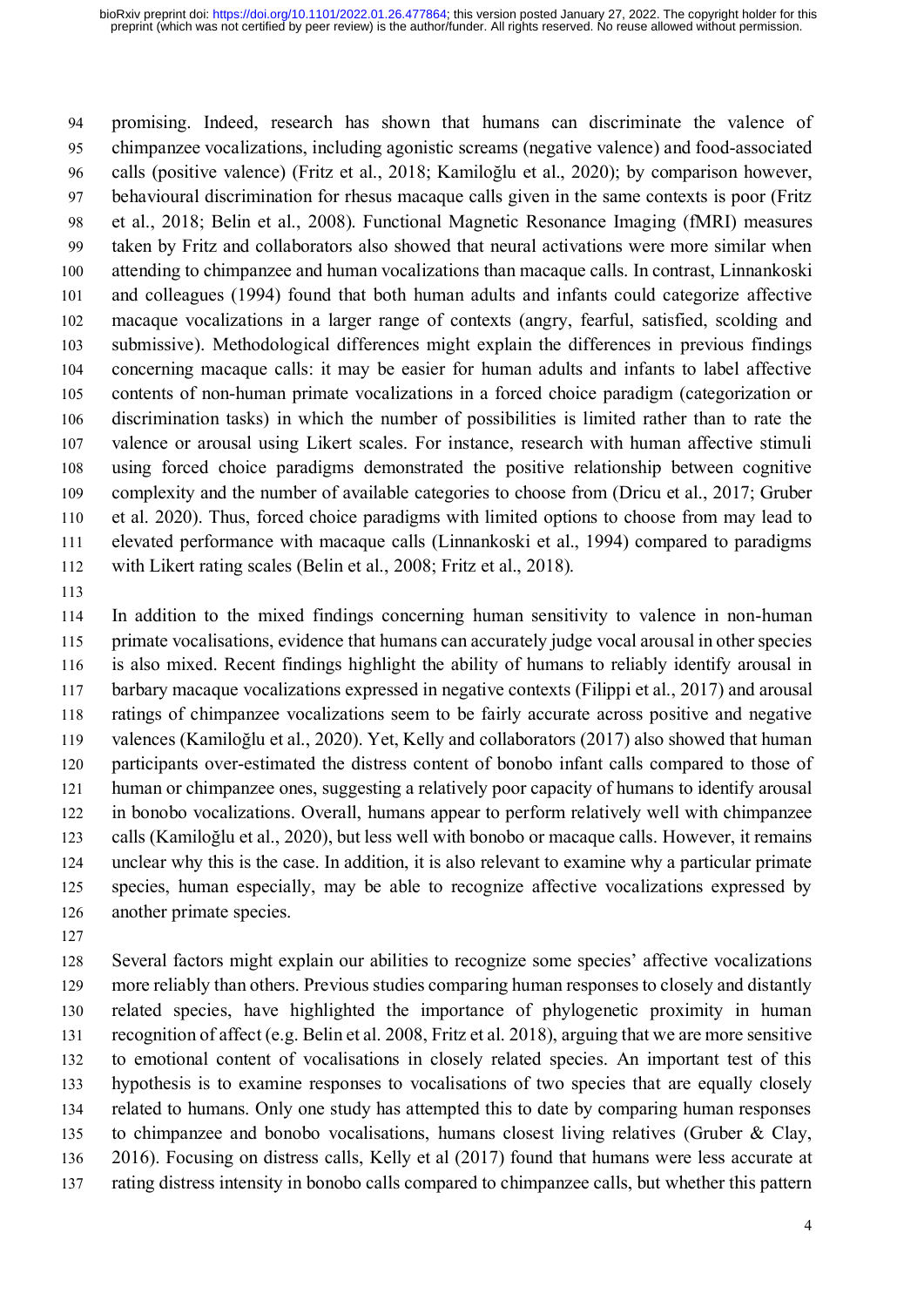promising. Indeed, research has shown that humans can discriminate the valence of chimpanzee vocalizations, including agonistic screams (negative valence) and food-associated calls (positive valence) (Fritz et al., 2018; Kamiloğlu et al., 2020); by comparison however, behavioural discrimination for rhesus macaque calls given in the same contexts is poor (Fritz et al., 2018; Belin et al., 2008). Functional Magnetic Resonance Imaging (fMRI) measures taken by Fritz and collaborators also showed that neural activations were more similar when attending to chimpanzee and human vocalizations than macaque calls. In contrast, Linnankoski and colleagues (1994) found that both human adults and infants could categorize affective macaque vocalizations in a larger range of contexts (angry, fearful, satisfied, scolding and submissive). Methodological differences might explain the differences in previous findings concerning macaque calls: it may be easier for human adults and infants to label affective contents of non-human primate vocalizations in a forced choice paradigm (categorization or discrimination tasks) in which the number of possibilities is limited rather than to rate the valence or arousal using Likert scales. For instance, research with human affective stimuli using forced choice paradigms demonstrated the positive relationship between cognitive complexity and the number of available categories to choose from (Dricu et al., 2017; Gruber et al. 2020). Thus, forced choice paradigms with limited options to choose from may lead to elevated performance with macaque calls (Linnankoski et al., 1994) compared to paradigms with Likert rating scales (Belin et al., 2008; Fritz et al., 2018).

In addition to the mixed findings concerning human sensitivity to valence in non-human primate vocalisations, evidence that humans can accurately judge vocal arousal in other species is also mixed. Recent findings highlight the ability of humans to reliably identify arousal in barbary macaque vocalizations expressed in negative contexts (Filippi et al., 2017) and arousal ratings of chimpanzee vocalizations seem to be fairly accurate across positive and negative valences (Kamiloğlu et al., 2020). Yet, Kelly and collaborators (2017) also showed that human participants over-estimated the distress content of bonobo infant calls compared to those of human or chimpanzee ones, suggesting a relatively poor capacity of humans to identify arousal in bonobo vocalizations. Overall, humans appear to perform relatively well with chimpanzee calls (Kamiloğlu et al., 2020), but less well with bonobo or macaque calls. However, it remains unclear why this is the case. In addition, it is also relevant to examine why a particular primate species, human especially, may be able to recognize affective vocalizations expressed by another primate species.

Several factors might explain our abilities to recognize some species' affective vocalizations more reliably than others. Previous studies comparing human responses to closely and distantly related species, have highlighted the importance of phylogenetic proximity in human recognition of affect (e.g. Belin et al. 2008, Fritz et al. 2018), arguing that we are more sensitive to emotional content of vocalisations in closely related species. An important test of this hypothesis is to examine responses to vocalisations of two species that are equally closely related to humans. Only one study has attempted this to date by comparing human responses to chimpanzee and bonobo vocalisations, humans closest living relatives (Gruber & Clay, 2016). Focusing on distress calls, Kelly et al (2017) found that humans were less accurate at rating distress intensity in bonobo calls compared to chimpanzee calls, but whether this pattern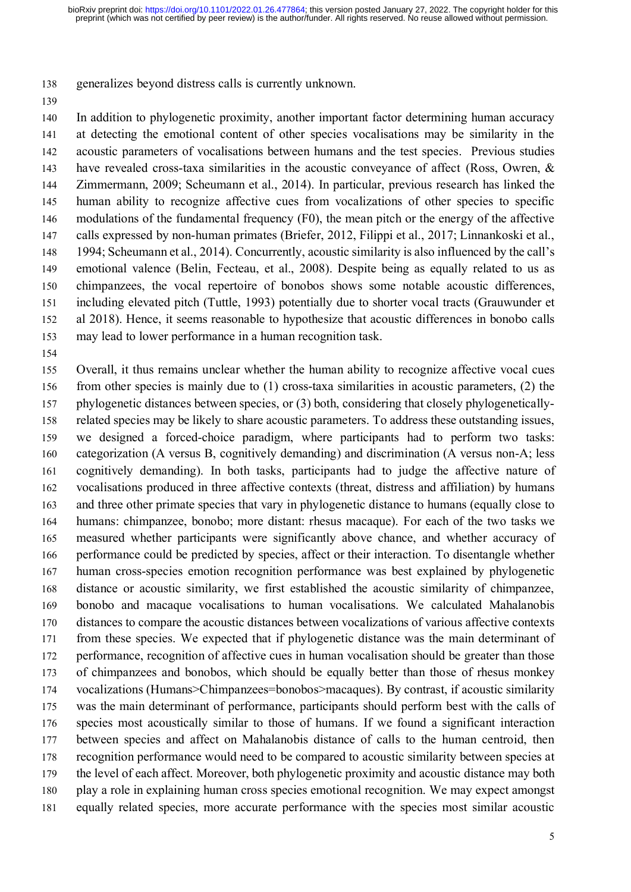generalizes beyond distress calls is currently unknown.

In addition to phylogenetic proximity, another important factor determining human accuracy at detecting the emotional content of other species vocalisations may be similarity in the acoustic parameters of vocalisations between humans and the test species. Previous studies have revealed cross-taxa similarities in the acoustic conveyance of affect (Ross, Owren, & Zimmermann, 2009; Scheumann et al., 2014). In particular, previous research has linked the human ability to recognize affective cues from vocalizations of other species to specific modulations of the fundamental frequency (F0), the mean pitch or the energy of the affective calls expressed by non-human primates (Briefer, 2012, Filippi et al., 2017; Linnankoski et al., 1994; Scheumann et al., 2014). Concurrently, acoustic similarity is also influenced by the call's emotional valence (Belin, Fecteau, et al., 2008). Despite being as equally related to us as chimpanzees, the vocal repertoire of bonobos shows some notable acoustic differences, including elevated pitch (Tuttle, 1993) potentially due to shorter vocal tracts (Grauwunder et al 2018). Hence, it seems reasonable to hypothesize that acoustic differences in bonobo calls may lead to lower performance in a human recognition task.

Overall, it thus remains unclear whether the human ability to recognize affective vocal cues from other species is mainly due to (1) cross-taxa similarities in acoustic parameters, (2) the phylogenetic distances between species, or (3) both, considering that closely phylogenetically-related species may be likely to share acoustic parameters. To address these outstanding issues, we designed a forced-choice paradigm, where participants had to perform two tasks: categorization (A versus B, cognitively demanding) and discrimination (A versus non-A; less cognitively demanding). In both tasks, participants had to judge the affective nature of vocalisations produced in three affective contexts (threat, distress and affiliation) by humans and three other primate species that vary in phylogenetic distance to humans (equally close to humans: chimpanzee, bonobo; more distant: rhesus macaque). For each of the two tasks we measured whether participants were significantly above chance, and whether accuracy of performance could be predicted by species, affect or their interaction. To disentangle whether human cross-species emotion recognition performance was best explained by phylogenetic distance or acoustic similarity, we first established the acoustic similarity of chimpanzee, bonobo and macaque vocalisations to human vocalisations. We calculated Mahalanobis distances to compare the acoustic distances between vocalizations of various affective contexts from these species. We expected that if phylogenetic distance was the main determinant of performance, recognition of affective cues in human vocalisation should be greater than those of chimpanzees and bonobos, which should be equally better than those of rhesus monkey vocalizations (Humans>Chimpanzees=bonobos>macaques). By contrast, if acoustic similarity was the main determinant of performance, participants should perform best with the calls of species most acoustically similar to those of humans. If we found a significant interaction between species and affect on Mahalanobis distance of calls to the human centroid, then recognition performance would need to be compared to acoustic similarity between species at the level of each affect. Moreover, both phylogenetic proximity and acoustic distance may both play a role in explaining human cross species emotional recognition. We may expect amongst equally related species, more accurate performance with the species most similar acoustic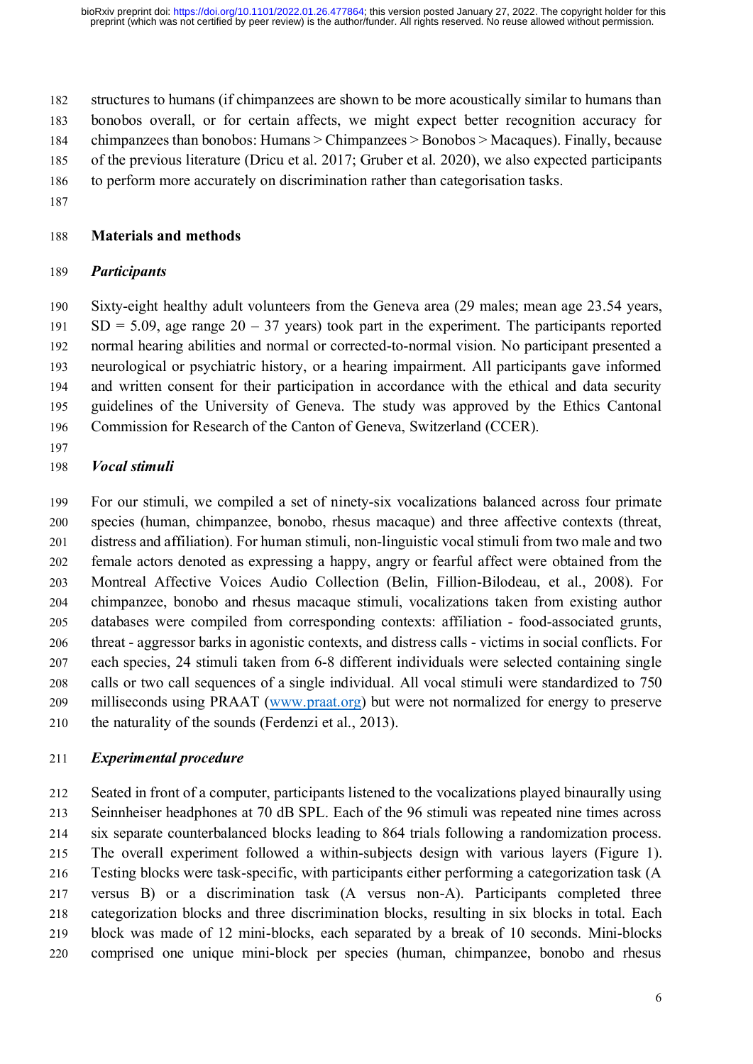structures to humans (if chimpanzees are shown to be more acoustically similar to humans than bonobos overall, or for certain affects, we might expect better recognition accuracy for chimpanzees than bonobos: Humans > Chimpanzees > Bonobos > Macaques). Finally, because of the previous literature (Dricu et al. 2017; Gruber et al. 2020), we also expected participants to perform more accurately on discrimination rather than categorisation tasks.

## Materials and methods

### *Participants*

Sixty-eight healthy adult volunteers from the Geneva area (29 males; mean age 23.54 years, SD = 5.09, age range 20 – 37 years) took part in the experiment. The participants reported normal hearing abilities and normal or corrected-to-normal vision. No participant presented a neurological or psychiatric history, or a hearing impairment. All participants gave informed and written consent for their participation in accordance with the ethical and data security guidelines of the University of Geneva. The study was approved by the Ethics Cantonal Commission for Research of the Canton of Geneva, Switzerland (CCER).

### *Vocal stimuli*

For our stimuli, we compiled a set of ninety-six vocalizations balanced across four primate species (human, chimpanzee, bonobo, rhesus macaque) and three affective contexts (threat, distress and affiliation). For human stimuli, non-linguistic vocal stimuli from two male and two female actors denoted as expressing a happy, angry or fearful affect were obtained from the Montreal Affective Voices Audio Collection (Belin, Fillion-Bilodeau, et al., 2008). For chimpanzee, bonobo and rhesus macaque stimuli, vocalizations taken from existing author databases were compiled from corresponding contexts: affiliation - food-associated grunts, threat - aggressor barks in agonistic contexts, and distress calls - victims in social conflicts. For each species, 24 stimuli taken from 6-8 different individuals were selected containing single calls or two call sequences of a single individual. All vocal stimuli were standardized to 750 milliseconds using PRAAT (www.praat.org) but were not normalized for energy to preserve the naturality of the sounds (Ferdenzi et al., 2013).

### *Experimental procedure*

Seated in front of a computer, participants listened to the vocalizations played binaurally using Seinnheiser headphones at 70 dB SPL. Each of the 96 stimuli was repeated nine times across six separate counterbalanced blocks leading to 864 trials following a randomization process. The overall experiment followed a within-subjects design with various layers (Figure 1). Testing blocks were task-specific, with participants either performing a categorization task (A versus B) or a discrimination task (A versus non-A). Participants completed three categorization blocks and three discrimination blocks, resulting in six blocks in total. Each block was made of 12 mini-blocks, each separated by a break of 10 seconds. Mini-blocks comprised one unique mini-block per species (human, chimpanzee, bonobo and rhesus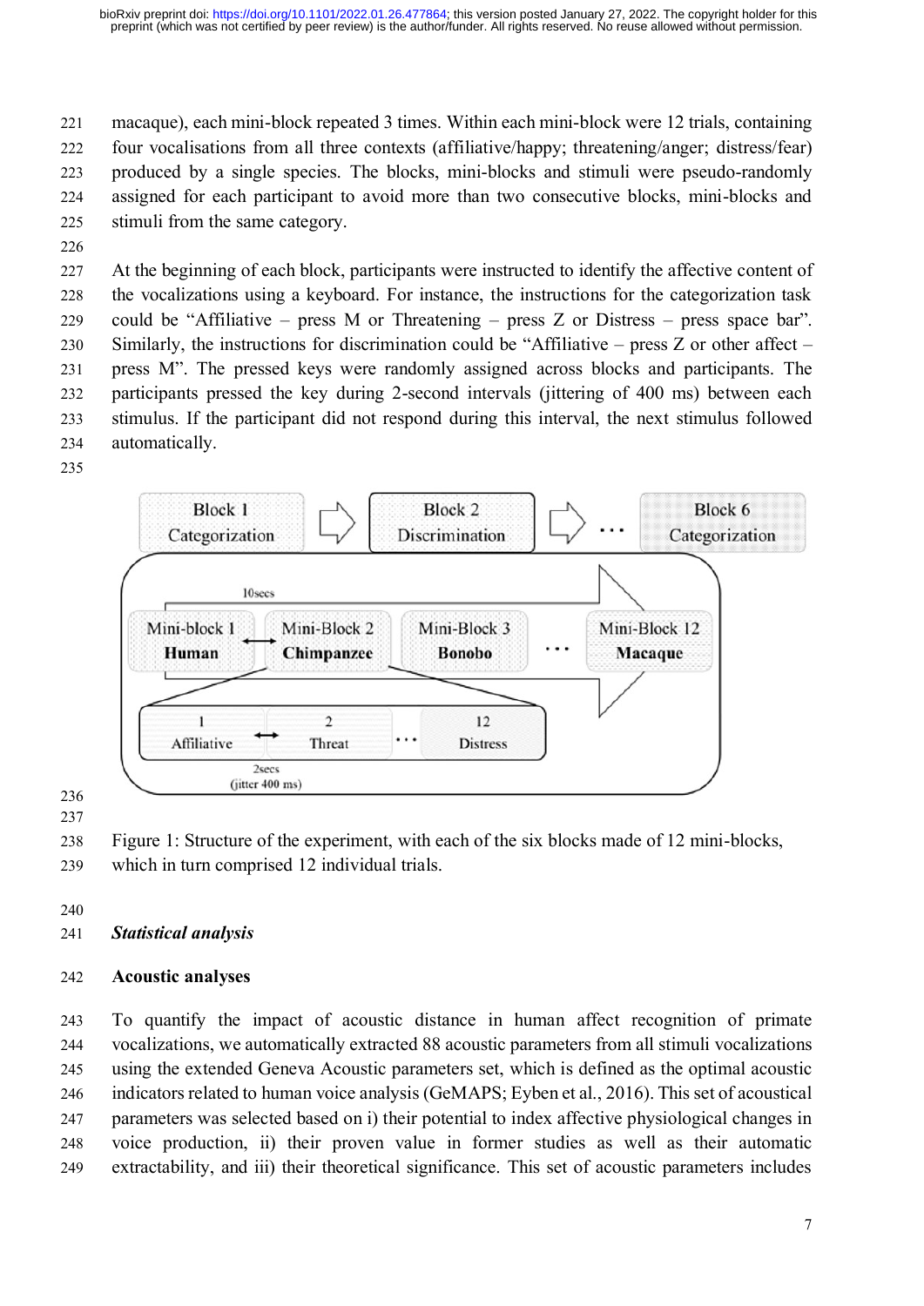macaque), each mini-block repeated 3 times. Within each mini-block were 12 trials, containing four vocalisations from all three contexts (affiliative/happy; threatening/anger; distress/fear) produced by a single species. The blocks, mini-blocks and stimuli were pseudo-randomly assigned for each participant to avoid more than two consecutive blocks, mini-blocks and stimuli from the same category.

At the beginning of each block, participants were instructed to identify the affective content of the vocalizations using a keyboard. For instance, the instructions for the categorization task could be "Affiliative – press M or Threatening – press Z or Distress – press space bar". Similarly, the instructions for discrimination could be "Affiliative – press Z or other affect – press M". The pressed keys were randomly assigned across blocks and participants. The participants pressed the key during 2-second intervals (jittering of 400 ms) between each stimulus. If the participant did not respond during this interval, the next stimulus followed automatically.

Figure 1: Structure of the experiment, with each of the six blocks made of 12 mini-blocks, which in turn comprised 12 individual trials.

## *Statistical analysis*

### Acoustic analyses

To quantify the impact of acoustic distance in human affect recognition of primate vocalizations, we automatically extracted 88 acoustic parameters from all stimuli vocalizations using the extended Geneva Acoustic parameters set, which is defined as the optimal acoustic indicators related to human voice analysis (GeMAPS; Eyben et al., 2016). This set of acoustical parameters was selected based on i) their potential to index affective physiological changes in voice production, ii) their proven value in former studies as well as their automatic extractability, and iii) their theoretical significance. This set of acoustic parameters includes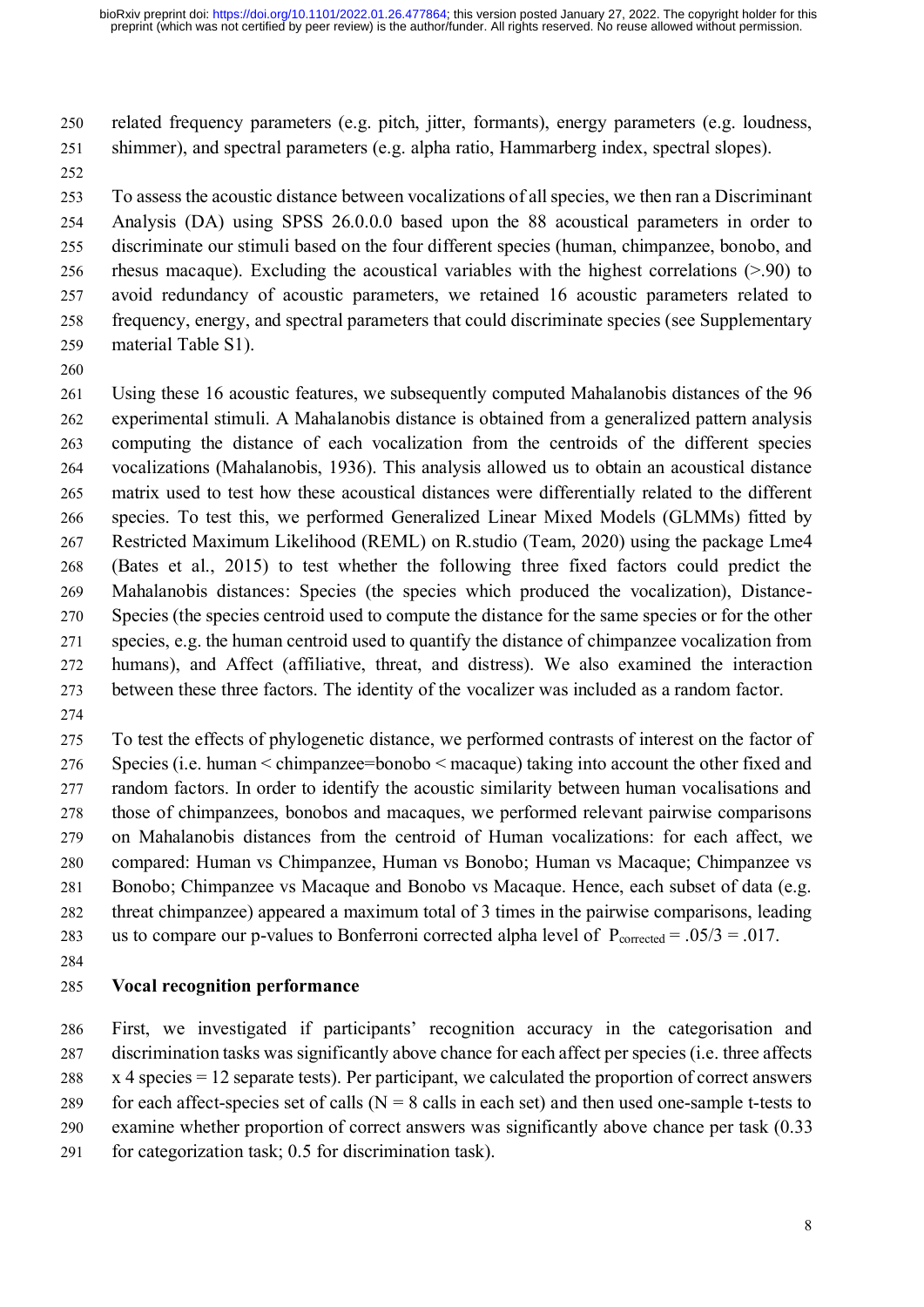related frequency parameters (e.g. pitch, jitter, formants), energy parameters (e.g. loudness, shimmer), and spectral parameters (e.g. alpha ratio, Hammarberg index, spectral slopes).

To assess the acoustic distance between vocalizations of all species, we then ran a Discriminant Analysis (DA) using SPSS 26.0.0.0 based upon the 88 acoustical parameters in order to discriminate our stimuli based on the four different species (human, chimpanzee, bonobo, and rhesus macaque). Excluding the acoustical variables with the highest correlations (>.90) to avoid redundancy of acoustic parameters, we retained 16 acoustic parameters related to frequency, energy, and spectral parameters that could discriminate species (see Supplementary material Table S1).

Using these 16 acoustic features, we subsequently computed Mahalanobis distances of the 96 experimental stimuli. A Mahalanobis distance is obtained from a generalized pattern analysis computing the distance of each vocalization from the centroids of the different species vocalizations (Mahalanobis, 1936). This analysis allowed us to obtain an acoustical distance matrix used to test how these acoustical distances were differentially related to the different species. To test this, we performed Generalized Linear Mixed Models (GLMMs) fitted by Restricted Maximum Likelihood (REML) on R.studio (Team, 2020) using the package Lme4 (Bates et al., 2015) to test whether the following three fixed factors could predict the Mahalanobis distances: Species (the species which produced the vocalization), Distance-Species (the species centroid used to compute the distance for the same species or for the other species, e.g. the human centroid used to quantify the distance of chimpanzee vocalization from humans), and Affect (affiliative, threat, and distress). We also examined the interaction between these three factors. The identity of the vocalizer was included as a random factor.

To test the effects of phylogenetic distance, we performed contrasts of interest on the factor of Species (i.e. human < chimpanzee=bonobo < macaque) taking into account the other fixed and random factors. In order to identify the acoustic similarity between human vocalisations and those of chimpanzees, bonobos and macaques, we performed relevant pairwise comparisons on Mahalanobis distances from the centroid of Human vocalizations: for each affect, we compared: Human vs Chimpanzee, Human vs Bonobo; Human vs Macaque; Chimpanzee vs Bonobo; Chimpanzee vs Macaque and Bonobo vs Macaque. Hence, each subset of data (e.g. threat chimpanzee) appeared a maximum total of 3 times in the pairwise comparisons, leading us to compare our p-values to Bonferroni corrected alpha level of $P_{corrected} = .05/3 = .017$.

## Vocal recognition performance

First, we investigated if participants' recognition accuracy in the categorisation and discrimination tasks was significantly above chance for each affect per species (i.e. three affects x 4 species = 12 separate tests). Per participant, we calculated the proportion of correct answers for each affect-species set of calls ($N = 8$ calls in each set) and then used one-sample t-tests to examine whether proportion of correct answers was significantly above chance per task (0.33 for categorization task; 0.5 for discrimination task).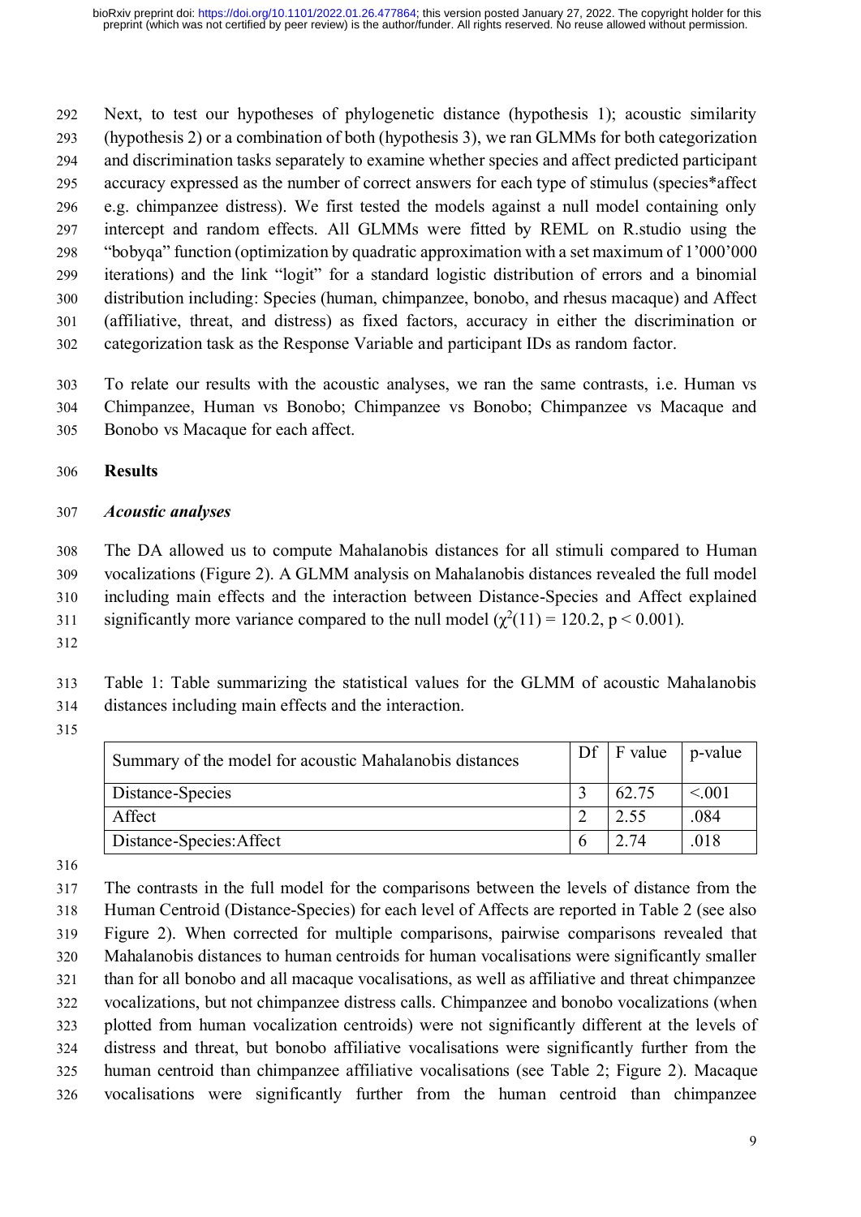Next, to test our hypotheses of phylogenetic distance (hypothesis 1); acoustic similarity (hypothesis 2) or a combination of both (hypothesis 3), we ran GLMMs for both categorization and discrimination tasks separately to examine whether species and affect predicted participant accuracy expressed as the number of correct answers for each type of stimulus (species*affect e.g. chimpanzee distress). We first tested the models against a null model containing only intercept and random effects. All GLMMs were fitted by REML on R.studio using the "bobyqa" function (optimization by quadratic approximation with a set maximum of 1'000'000 iterations) and the link "logit" for a standard logistic distribution of errors and a binomial distribution including: Species (human, chimpanzee, bonobo, and rhesus macaque) and Affect (affiliative, threat, and distress) as fixed factors, accuracy in either the discrimination or categorization task as the Response Variable and participant IDs as random factor.

To relate our results with the acoustic analyses, we ran the same contrasts, i.e. Human vs Chimpanzee, Human vs Bonobo; Chimpanzee vs Bonobo; Chimpanzee vs Macaque and Bonobo vs Macaque for each affect.

## Results

### *Acoustic analyses*

The DA allowed us to compute Mahalanobis distances for all stimuli compared to Human vocalizations (Figure 2). A GLMM analysis on Mahalanobis distances revealed the full model including main effects and the interaction between Distance-Species and Affect explained significantly more variance compared to the null model ($\chi^2(11) = 120.2$, $p < 0.001$).

Table 1: Table summarizing the statistical values for the GLMM of acoustic Mahalanobis distances including main effects and the interaction.

| Summary of the model for acoustic Mahalanobis distances | Df | F value | p-value |
|---|---|---|---|
| Distance-Species | 3 | 62.75 | <.001 |
| Affect | 2 | 2.55 | .084 |
| Distance-Species:Affect | 6 | 2.74 | .018 |

The contrasts in the full model for the comparisons between the levels of distance from the Human Centroid (Distance-Species) for each level of Affects are reported in Table 2 (see also Figure 2). When corrected for multiple comparisons, pairwise comparisons revealed that Mahalanobis distances to human centroids for human vocalisations were significantly smaller than for all bonobo and all macaque vocalisations, as well as affiliative and threat chimpanzee vocalizations, but not chimpanzee distress calls. Chimpanzee and bonobo vocalizations (when plotted from human vocalization centroids) were not significantly different at the levels of distress and threat, but bonobo affiliative vocalisations were significantly further from the human centroid than chimpanzee affiliative vocalisations (see Table 2; Figure 2). Macaque vocalisations were significantly further from the human centroid than chimpanzee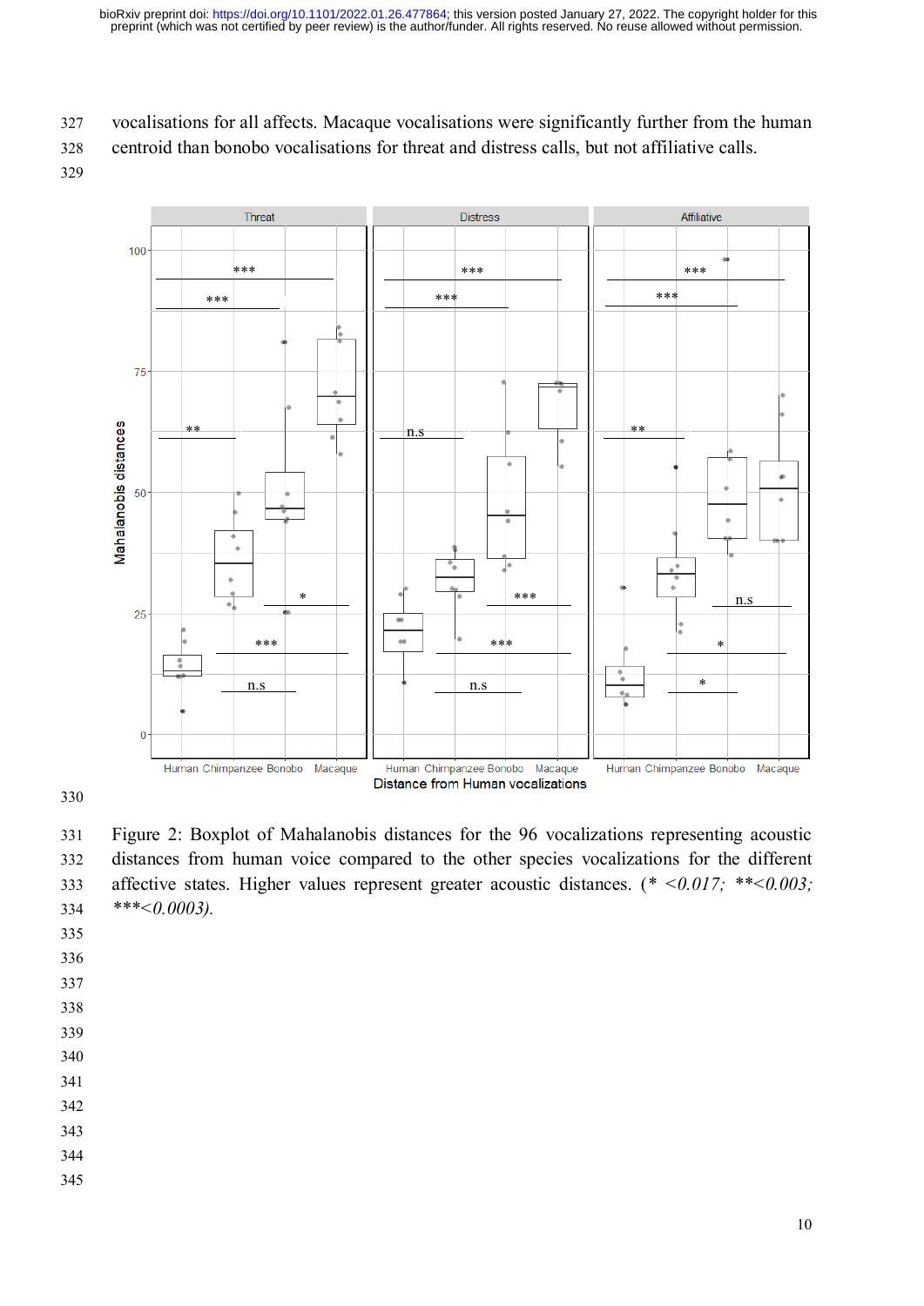vocalisations for all affects. Macaque vocalisations were significantly further from the human centroid than bonobo vocalisations for threat and distress calls, but not affiliative calls.

Figure 2: Boxplot of Mahalanobis distances for the 96 vocalizations representing acoustic distances from human voice compared to the other species vocalizations for the different affective states. Higher values represent greater acoustic distances. (*<0.017; **<0.003; ***<0.0003).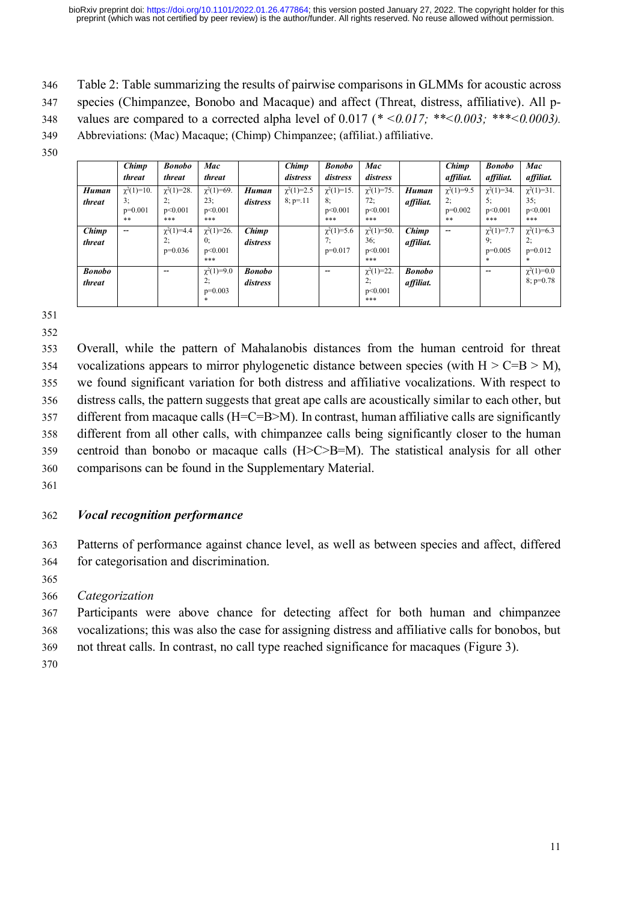Table 2: Table summarizing the results of pairwise comparisons in GLMMs for acoustic across species (Chimpanzee, Bonobo and Macaque) and affect (Threat, distress, affiliative). All p-values are compared to a corrected alpha level of 0.017 (* *<0.017; \*\*<0.003; \*\*\*<0.0003).* Abbreviations: (Mac) Macaque; (Chimp) Chimpanzee; (affiliat.) affiliative.

| | ***Chimp threat*** | ***Bonobo threat*** | ***Mac threat*** | | ***Chimp distress*** | ***Bonobo distress*** | ***Mac distress*** | | ***Chimp affiliat.*** | ***Bonobo affiliat.*** | ***Mac affiliat.*** |
|---|---|---|---|---|---|---|---|---|---|---|---|
| ***Human threat*** | $\chi^2(1)=10.3$; $p=0.001$ ** | $\chi^2(1)=28.2$; $p<0.001$ *** | $\chi^2(1)=69.23$; $p<0.001$ *** | ***Human distress*** | $\chi^2(1)=2.58$; $p=.11$ | $\chi^2(1)=15.8$; $p<0.001$ *** | $\chi^2(1)=75.72$; $p<0.001$ *** | ***Human affiliat.*** | $\chi^2(1)=9.52$; $p=0.002$ ** | $\chi^2(1)=34.5$; $p<0.001$ *** | $\chi^2(1)=31.35$; $p<0.001$ *** |
| ***Chimp threat*** | -- | $\chi^2(1)=4.42$; $p=0.036$ | $\chi^2(1)=26.0$; $p<0.001$ *** | ***Chimp distress*** | | $\chi^2(1)=5.67$; $p=0.017$ | $\chi^2(1)=50.36$; $p<0.001$ *** | ***Chimp affiliat.*** | -- | $\chi^2(1)=7.79$; $p=0.005$ * | $\chi^2(1)=6.32$; $p=0.012$ * |
| ***Bonobo threat*** | | -- | $\chi^2(1)=9.02$; $p=0.003$ * | ***Bonobo distress*** | | -- | $\chi^2(1)=22.2$; $p<0.001$ *** | ***Bonobo affiliat.*** | | -- | $\chi^2(1)=0.08$; $p=0.78$ |

Overall, while the pattern of Mahalanobis distances from the human centroid for threat vocalizations appears to mirror phylogenetic distance between species (with H > C=B > M), we found significant variation for both distress and affiliative vocalizations. With respect to distress calls, the pattern suggests that great ape calls are acoustically similar to each other, but different from macaque calls (H=C=B>M). In contrast, human affiliative calls are significantly different from all other calls, with chimpanzee calls being significantly closer to the human centroid than bonobo or macaque calls (H>C>B=M). The statistical analysis for all other comparisons can be found in the Supplementary Material.

## *Vocal recognition performance*

Patterns of performance against chance level, as well as between species and affect, differed for categorisation and discrimination.

### *Categorization*

Participants were above chance for detecting affect for both human and chimpanzee vocalizations; this was also the case for assigning distress and affiliative calls for bonobos, but not threat calls. In contrast, no call type reached significance for macaques (Figure 3).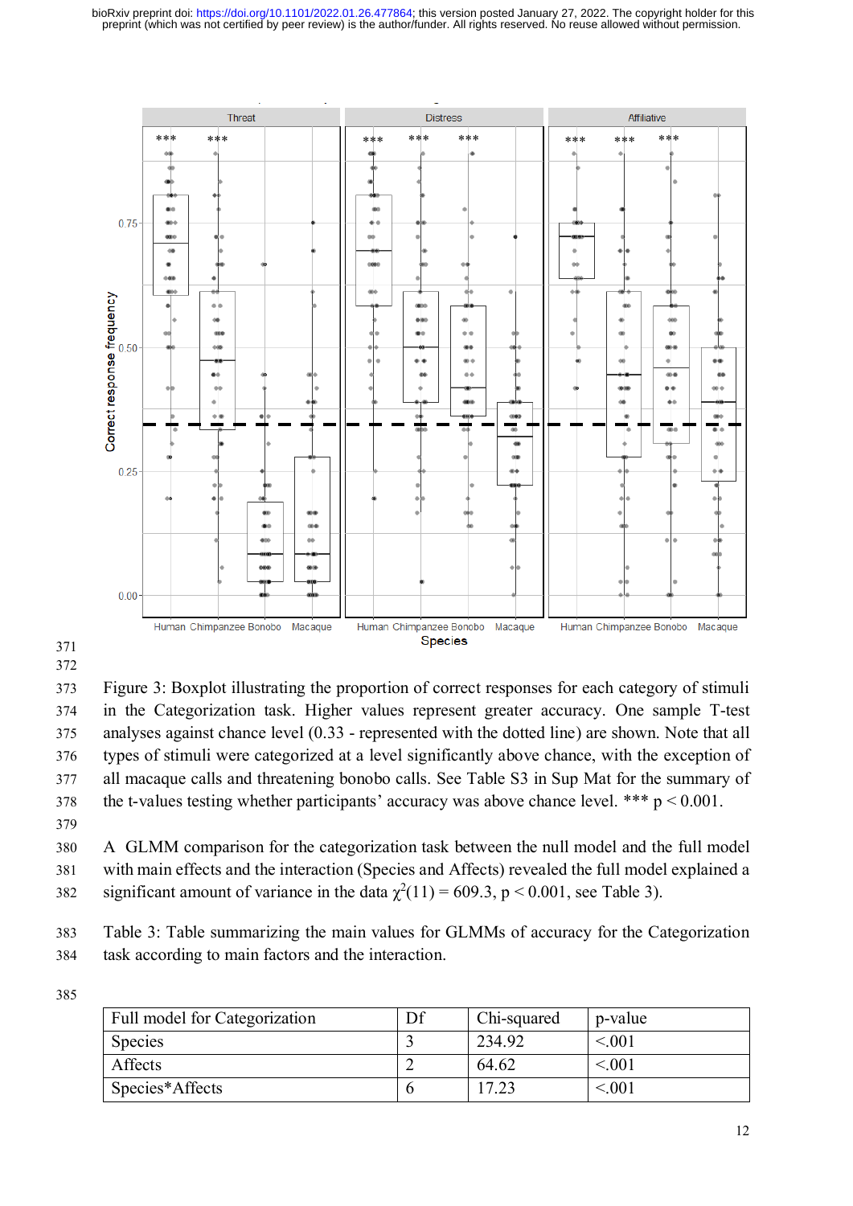Figure 3: Boxplot illustrating the proportion of correct responses for each category of stimuli in the Categorization task. Higher values represent greater accuracy. One sample T-test analyses against chance level (0.33 - represented with the dotted line) are shown. Note that all types of stimuli were categorized at a level significantly above chance, with the exception of all macaque calls and threatening bonobo calls. See Table S3 in Sup Mat for the summary of the t-values testing whether participants' accuracy was above chance level. *** $p < 0.001$.

A GLMM comparison for the categorization task between the null model and the full model with main effects and the interaction (Species and Affects) revealed the full model explained a significant amount of variance in the data $\chi^2(11) = 609.3$, $p < 0.001$, see Table 3).

Table 3: Table summarizing the main values for GLMMs of accuracy for the Categorization task according to main factors and the interaction.

| Full model for Categorization | Df | Chi-squared | p-value |
|---|---|---|---|
| Species | 3 | 234.92 | <.001 |
| Affects | 2 | 64.62 | <.001 |
| Species*Affects | 6 | 17.23 | <.001 |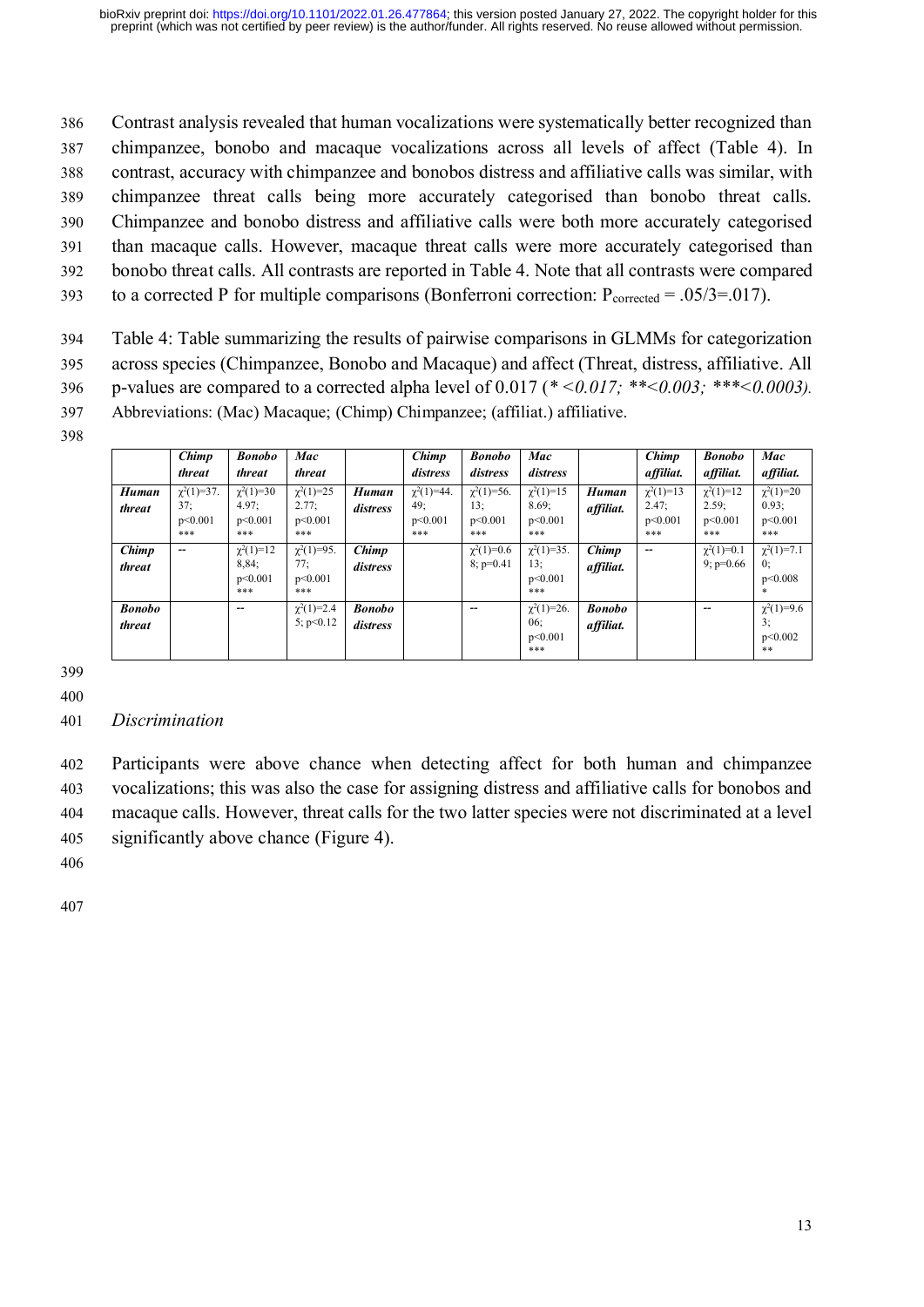Contrast analysis revealed that human vocalizations were systematically better recognized than chimpanzee, bonobo and macaque vocalizations across all levels of affect (Table 4). In contrast, accuracy with chimpanzee and bonobos distress and affiliative calls was similar, with chimpanzee threat calls being more accurately categorised than bonobo threat calls. Chimpanzee and bonobo distress and affiliative calls were both more accurately categorised than macaque calls. However, macaque threat calls were more accurately categorised than bonobo threat calls. All contrasts are reported in Table 4. Note that all contrasts were compared to a corrected P for multiple comparisons (Bonferroni correction: $P_{corrected} = .05/3 = .017$).

Table 4: Table summarizing the results of pairwise comparisons in GLMMs for categorization across species (Chimpanzee, Bonobo and Macaque) and affect (Threat, distress, affiliative. All p-values are compared to a corrected alpha level of 0.017 (*<0.017; **<0.003; ***<0.0003). Abbreviations: (Mac) Macaque; (Chimp) Chimpanzee; (affiliat.) affiliative.

| | ***Chimp threat*** | ***Bonobo threat*** | ***Mac threat*** | | ***Chimp distress*** | ***Bonobo distress*** | ***Mac distress*** | | ***Chimp affiliat.*** | ***Bonobo affiliat.*** | ***Mac affiliat.*** |
|---|---|---|---|---|---|---|---|---|---|---|---|
| ***Human threat*** | $\chi^2(1)=37.37$; $p<0.001$ *** | $\chi^2(1)=304.97$; $p<0.001$ *** | $\chi^2(1)=252.77$; $p<0.001$ *** | ***Human distress*** | $\chi^2(1)=44.49$; $p<0.001$ *** | $\chi^2(1)=56.13$; $p<0.001$ *** | $\chi^2(1)=158.69$; $p<0.001$ *** | ***Human affiliat.*** | $\chi^2(1)=132.47$; $p<0.001$ *** | $\chi^2(1)=122.59$; $p<0.001$ *** | $\chi^2(1)=200.93$; $p<0.001$ *** |
| ***Chimp threat*** | -- | $\chi^2(1)=128,84$; $p<0.001$ *** | $\chi^2(1)=95.77$; $p<0.001$ *** | ***Chimp distress*** | | $\chi^2(1)=0.68$; $p=0.41$ | $\chi^2(1)=35.13$; $p<0.001$ *** | ***Chimp affiliat.*** | -- | $\chi^2(1)=0.19$; $p=0.66$ | $\chi^2(1)=7.10$; $p<0.008$ * |
| ***Bonobo threat*** | | -- | $\chi^2(1)=2.45$; $p<0.12$ | ***Bonobo distress*** | | -- | $\chi^2(1)=26.06$; $p<0.001$ *** | ***Bonobo affiliat.*** | | -- | $\chi^2(1)=9.63$; $p<0.002$ ** |

*Discrimination*

Participants were above chance when detecting affect for both human and chimpanzee vocalizations; this was also the case for assigning distress and affiliative calls for bonobos and macaque calls. However, threat calls for the two latter species were not discriminated at a level significantly above chance (Figure 4).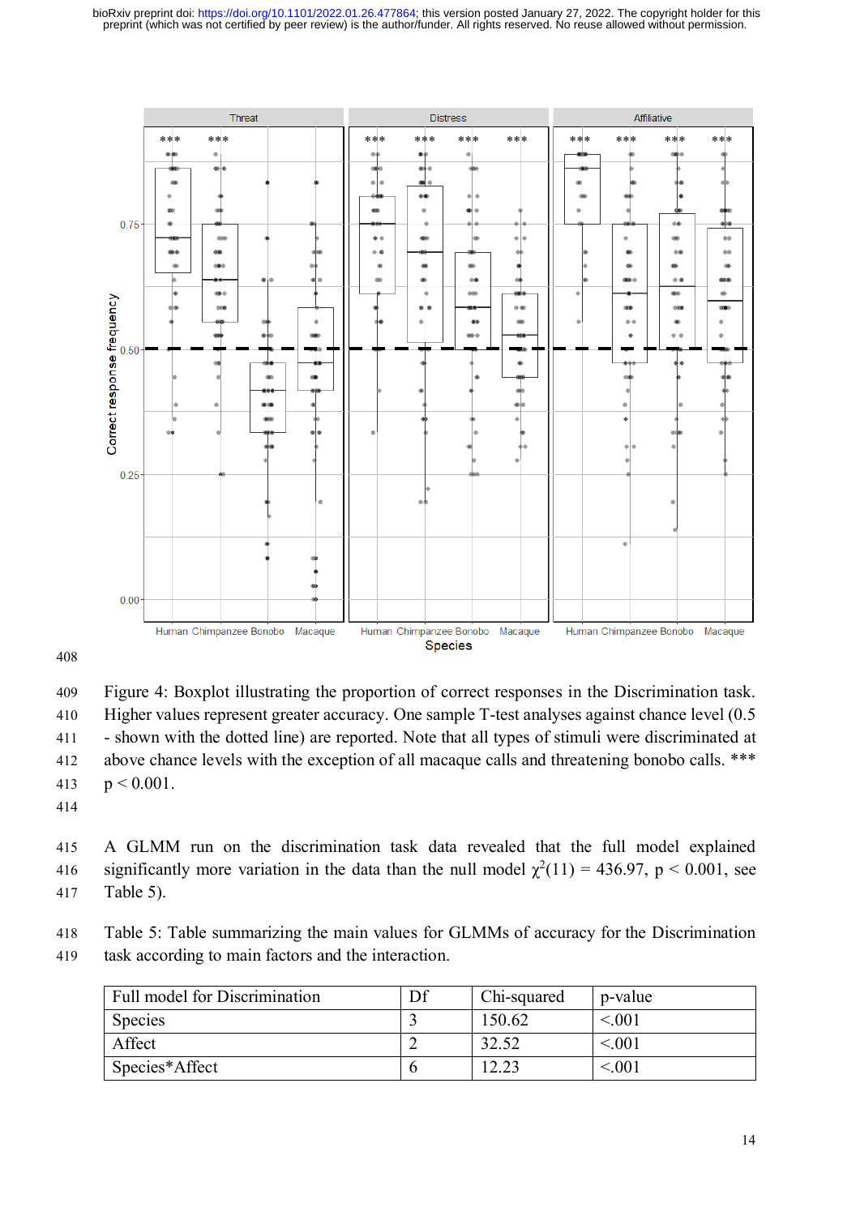Figure 4: Boxplot illustrating the proportion of correct responses in the Discrimination task. Higher values represent greater accuracy. One sample T-test analyses against chance level (0.5 - shown with the dotted line) are reported. Note that all types of stimuli were discriminated at above chance levels with the exception of all macaque calls and threatening bonobo calls. *** p < 0.001.

A GLMM run on the discrimination task data revealed that the full model explained significantly more variation in the data than the null model $\chi^2(11) = 436.97$, $p < 0.001$, see Table 5).

Table 5: Table summarizing the main values for GLMMs of accuracy for the Discrimination task according to main factors and the interaction.

| Full model for Discrimination | Df | Chi-squared | p-value |
|---|---|---|---|
| Species | 3 | 150.62 | <.001 |
| Affect | 2 | 32.52 | <.001 |
| Species*Affect | 6 | 12.23 | <.001 |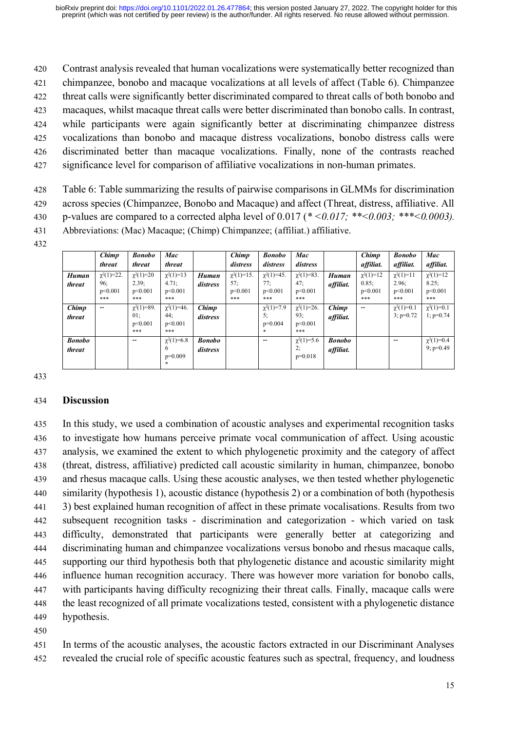Contrast analysis revealed that human vocalizations were systematically better recognized than chimpanzee, bonobo and macaque vocalizations at all levels of affect (Table 6). Chimpanzee threat calls were significantly better discriminated compared to threat calls of both bonobo and macaques, whilst macaque threat calls were better discriminated than bonobo calls. In contrast, while participants were again significantly better at discriminating chimpanzee distress vocalizations than bonobo and macaque distress vocalizations, bonobo distress calls were discriminated better than macaque vocalizations. Finally, none of the contrasts reached significance level for comparison of affiliative vocalizations in non-human primates.

Table 6: Table summarizing the results of pairwise comparisons in GLMMs for discrimination across species (Chimpanzee, Bonobo and Macaque) and affect (Threat, distress, affiliative. All p-values are compared to a corrected alpha level of 0.017 (*\<0.017; \*\*\<0.003; \*\*\*\<0.0003). Abbreviations: (Mac) Macaque; (Chimp) Chimpanzee; (affiliat.) affiliative.

| | ***Chimp threat*** | ***Bonobo threat*** | ***Mac threat*** | | ***Chimp distress*** | ***Bonobo distress*** | ***Mac distress*** | | ***Chimp affiliat.*** | ***Bonobo affiliat.*** | ***Mac affiliat.*** |
|---|---|---|---|---|---|---|---|---|---|---|---|
| ***Human threat*** | $\chi^2(1)$=22.96; p<0.001 *** | $\chi^2(1)$=202.39; p<0.001 *** | $\chi^2(1)$=134.71; p<0.001 *** | ***Human distress*** | $\chi^2(1)$=15.57; p<0.001 *** | $\chi^2(1)$=45.77; p<0.001 *** | $\chi^2(1)$=83.47; p<0.001 *** | ***Human affiliat.*** | $\chi^2(1)$=120.85; p<0.001 *** | $\chi^2(1)$=112.96; p<0.001 *** | $\chi^2(1)$=128.25; p<0.001 *** |
| ***Chimp threat*** | -- | $\chi^2(1)$=89.01; p<0.001 *** | $\chi^2(1)$=46.44; p<0.001 *** | ***Chimp distress*** | | $\chi^2(1)$=7.95; p=0.004 * | $\chi^2(1)$=26.93; p<0.001 *** | ***Chimp affiliat.*** | -- | $\chi^2(1)$=0.13; p=0.72 | $\chi^2(1)$=0.11; p=0.74 |
| ***Bonobo threat*** | | -- | $\chi^2(1)$=6.86 p=0.009 * | ***Bonobo distress*** | | -- | $\chi^2(1)$=5.62; p=0.018 | ***Bonobo affiliat.*** | | -- | $\chi^2(1)$=0.49; p=0.49 |

## Discussion

In this study, we used a combination of acoustic analyses and experimental recognition tasks to investigate how humans perceive primate vocal communication of affect. Using acoustic analysis, we examined the extent to which phylogenetic proximity and the category of affect (threat, distress, affiliative) predicted call acoustic similarity in human, chimpanzee, bonobo and rhesus macaque calls. Using these acoustic analyses, we then tested whether phylogenetic similarity (hypothesis 1), acoustic distance (hypothesis 2) or a combination of both (hypothesis 3) best explained human recognition of affect in these primate vocalisations. Results from two subsequent recognition tasks - discrimination and categorization - which varied on task difficulty, demonstrated that participants were generally better at categorizing and discriminating human and chimpanzee vocalizations versus bonobo and rhesus macaque calls, supporting our third hypothesis both that phylogenetic distance and acoustic similarity might influence human recognition accuracy. There was however more variation for bonobo calls, with participants having difficulty recognizing their threat calls. Finally, macaque calls were the least recognized of all primate vocalizations tested, consistent with a phylogenetic distance hypothesis.

In terms of the acoustic analyses, the acoustic factors extracted in our Discriminant Analyses revealed the crucial role of specific acoustic features such as spectral, frequency, and loudness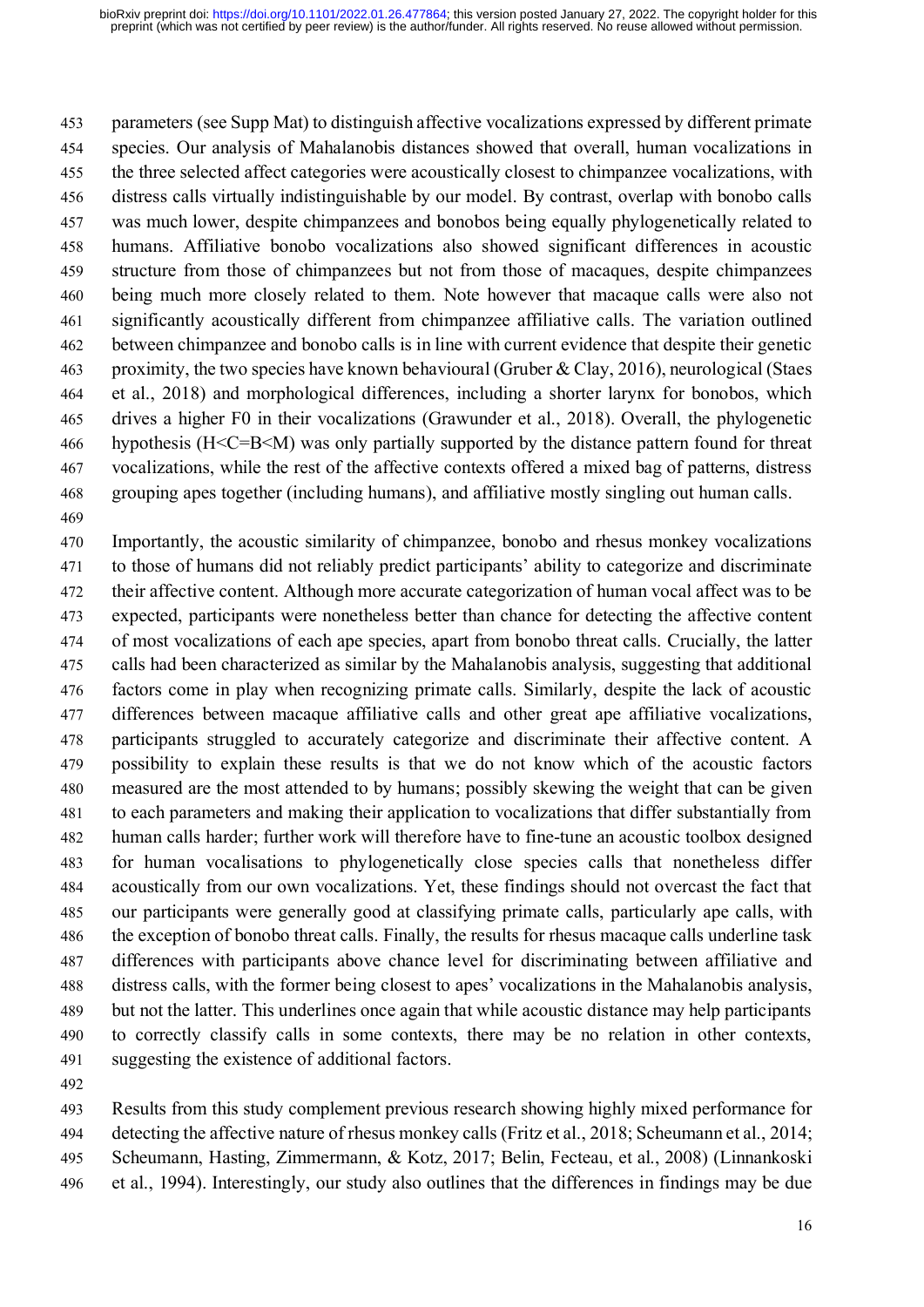parameters (see Supp Mat) to distinguish affective vocalizations expressed by different primate species. Our analysis of Mahalanobis distances showed that overall, human vocalizations in the three selected affect categories were acoustically closest to chimpanzee vocalizations, with distress calls virtually indistinguishable by our model. By contrast, overlap with bonobo calls was much lower, despite chimpanzees and bonobos being equally phylogenetically related to humans. Affiliative bonobo vocalizations also showed significant differences in acoustic structure from those of chimpanzees but not from those of macaques, despite chimpanzees being much more closely related to them. Note however that macaque calls were also not significantly acoustically different from chimpanzee affiliative calls. The variation outlined between chimpanzee and bonobo calls is in line with current evidence that despite their genetic proximity, the two species have known behavioural (Gruber & Clay, 2016), neurological (Staes et al., 2018) and morphological differences, including a shorter larynx for bonobos, which drives a higher F0 in their vocalizations (Grawunder et al., 2018). Overall, the phylogenetic hypothesis (H<C=B<M) was only partially supported by the distance pattern found for threat vocalizations, while the rest of the affective contexts offered a mixed bag of patterns, distress grouping apes together (including humans), and affiliative mostly singling out human calls.

Importantly, the acoustic similarity of chimpanzee, bonobo and rhesus monkey vocalizations to those of humans did not reliably predict participants' ability to categorize and discriminate their affective content. Although more accurate categorization of human vocal affect was to be expected, participants were nonetheless better than chance for detecting the affective content of most vocalizations of each ape species, apart from bonobo threat calls. Crucially, the latter calls had been characterized as similar by the Mahalanobis analysis, suggesting that additional factors come in play when recognizing primate calls. Similarly, despite the lack of acoustic differences between macaque affiliative calls and other great ape affiliative vocalizations, participants struggled to accurately categorize and discriminate their affective content. A possibility to explain these results is that we do not know which of the acoustic factors measured are the most attended to by humans; possibly skewing the weight that can be given to each parameters and making their application to vocalizations that differ substantially from human calls harder; further work will therefore have to fine-tune an acoustic toolbox designed for human vocalisations to phylogenetically close species calls that nonetheless differ acoustically from our own vocalizations. Yet, these findings should not overcast the fact that our participants were generally good at classifying primate calls, particularly ape calls, with the exception of bonobo threat calls. Finally, the results for rhesus macaque calls underline task differences with participants above chance level for discriminating between affiliative and distress calls, with the former being closest to apes' vocalizations in the Mahalanobis analysis, but not the latter. This underlines once again that while acoustic distance may help participants to correctly classify calls in some contexts, there may be no relation in other contexts, suggesting the existence of additional factors.

Results from this study complement previous research showing highly mixed performance for detecting the affective nature of rhesus monkey calls (Fritz et al., 2018; Scheumann et al., 2014; Scheumann, Hasting, Zimmermann, & Kotz, 2017; Belin, Fecteau, et al., 2008) (Linnankoski et al., 1994). Interestingly, our study also outlines that the differences in findings may be due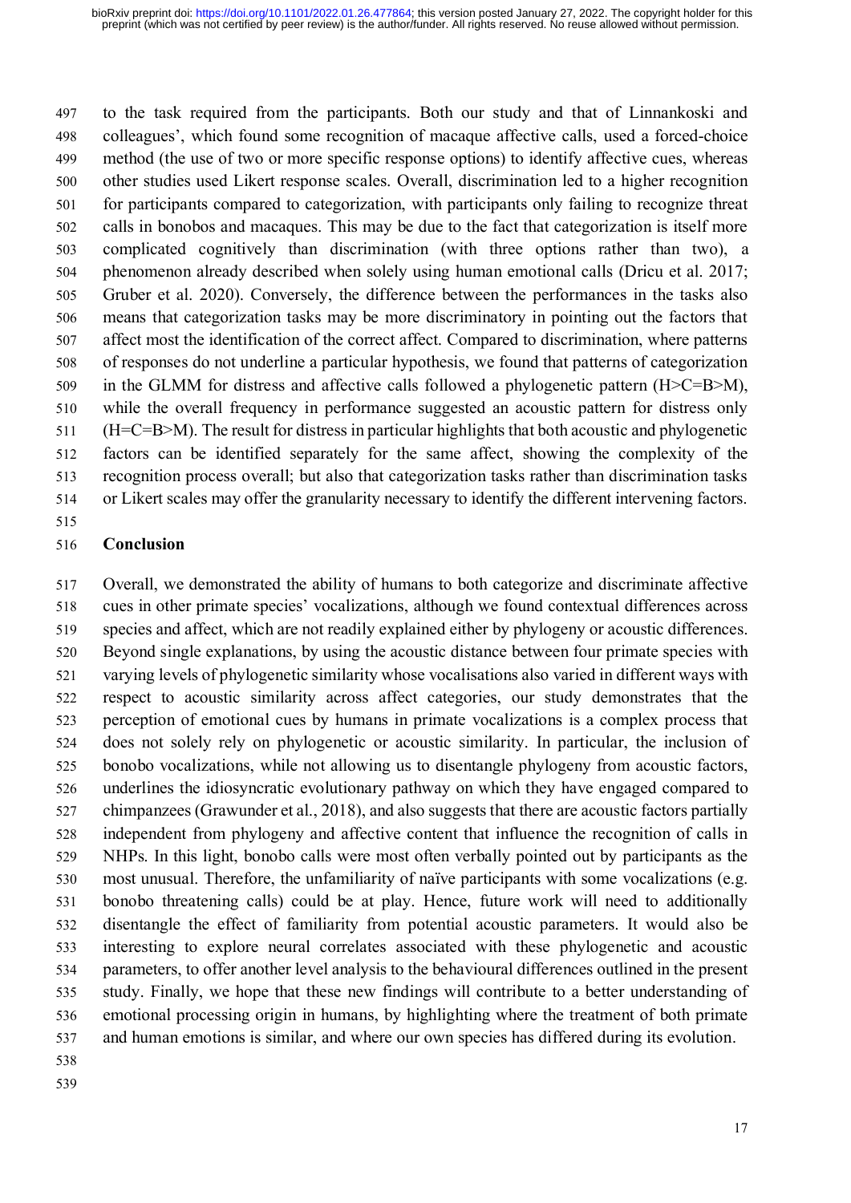to the task required from the participants. Both our study and that of Linnankoski and colleagues', which found some recognition of macaque affective calls, used a forced-choice method (the use of two or more specific response options) to identify affective cues, whereas other studies used Likert response scales. Overall, discrimination led to a higher recognition for participants compared to categorization, with participants only failing to recognize threat calls in bonobos and macaques. This may be due to the fact that categorization is itself more complicated cognitively than discrimination (with three options rather than two), a phenomenon already described when solely using human emotional calls (Dricu et al. 2017; Gruber et al. 2020). Conversely, the difference between the performances in the tasks also means that categorization tasks may be more discriminatory in pointing out the factors that affect most the identification of the correct affect. Compared to discrimination, where patterns of responses do not underline a particular hypothesis, we found that patterns of categorization in the GLMM for distress and affective calls followed a phylogenetic pattern (H>C=B>M), while the overall frequency in performance suggested an acoustic pattern for distress only (H=C=B>M). The result for distress in particular highlights that both acoustic and phylogenetic factors can be identified separately for the same affect, showing the complexity of the recognition process overall; but also that categorization tasks rather than discrimination tasks or Likert scales may offer the granularity necessary to identify the different intervening factors.

## Conclusion

Overall, we demonstrated the ability of humans to both categorize and discriminate affective cues in other primate species' vocalizations, although we found contextual differences across species and affect, which are not readily explained either by phylogeny or acoustic differences. Beyond single explanations, by using the acoustic distance between four primate species with varying levels of phylogenetic similarity whose vocalisations also varied in different ways with respect to acoustic similarity across affect categories, our study demonstrates that the perception of emotional cues by humans in primate vocalizations is a complex process that does not solely rely on phylogenetic or acoustic similarity. In particular, the inclusion of bonobo vocalizations, while not allowing us to disentangle phylogeny from acoustic factors, underlines the idiosyncratic evolutionary pathway on which they have engaged compared to chimpanzees (Grawunder et al., 2018), and also suggests that there are acoustic factors partially independent from phylogeny and affective content that influence the recognition of calls in NHPs. In this light, bonobo calls were most often verbally pointed out by participants as the most unusual. Therefore, the unfamiliarity of naïve participants with some vocalizations (e.g. bonobo threatening calls) could be at play. Hence, future work will need to additionally disentangle the effect of familiarity from potential acoustic parameters. It would also be interesting to explore neural correlates associated with these phylogenetic and acoustic parameters, to offer another level analysis to the behavioural differences outlined in the present study. Finally, we hope that these new findings will contribute to a better understanding of emotional processing origin in humans, by highlighting where the treatment of both primate and human emotions is similar, and where our own species has differed during its evolution.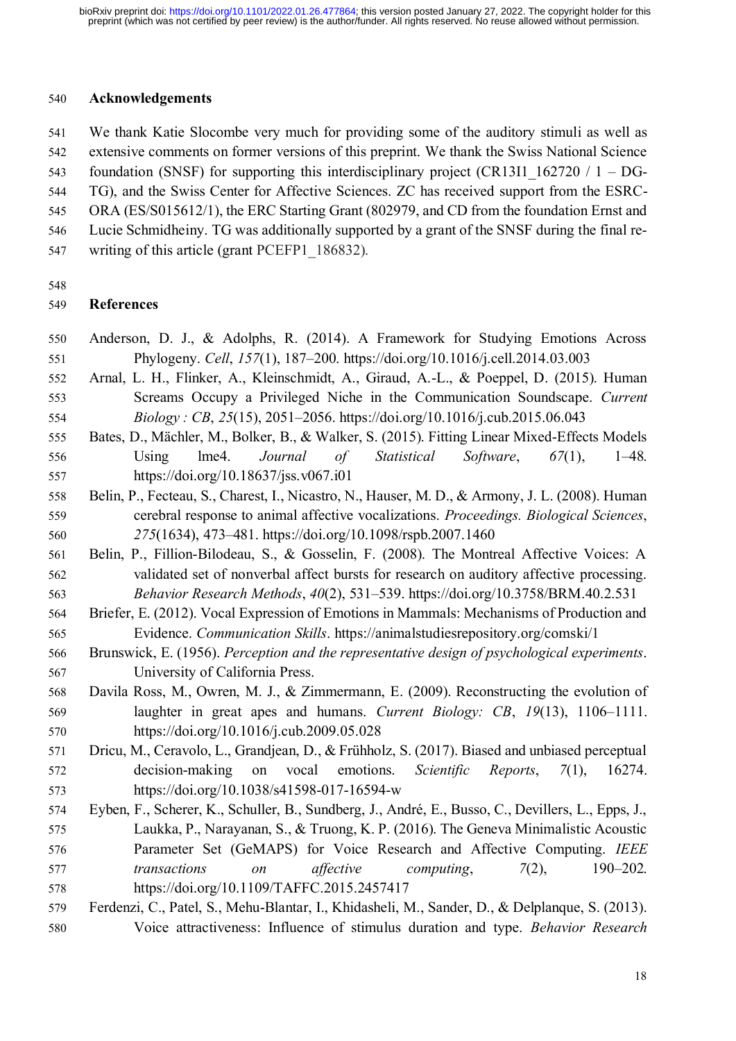## Acknowledgements

We thank Katie Slocombe very much for providing some of the auditory stimuli as well as extensive comments on former versions of this preprint. We thank the Swiss National Science foundation (SNSF) for supporting this interdisciplinary project (CR13I1_162720 / 1 – DG-TG), and the Swiss Center for Affective Sciences. ZC has received support from the ESRC-ORA (ES/S015612/1), the ERC Starting Grant (802979, and CD from the foundation Ernst and Lucie Schmidheiny. TG was additionally supported by a grant of the SNSF during the final re-writing of this article (grant PCEFP1_186832).

## References

Anderson, D. J., & Adolphs, R. (2014). A Framework for Studying Emotions Across Phylogeny. *Cell*, *157*(1), 187–200. https://doi.org/10.1016/j.cell.2014.03.003

Arnal, L. H., Flinker, A., Kleinschmidt, A., Giraud, A.-L., & Poeppel, D. (2015). Human Screams Occupy a Privileged Niche in the Communication Soundscape. *Current Biology : CB*, *25*(15), 2051–2056. https://doi.org/10.1016/j.cub.2015.06.043

Bates, D., Mächler, M., Bolker, B., & Walker, S. (2015). Fitting Linear Mixed-Effects Models Using lme4. *Journal of Statistical Software*, *67*(1), 1–48. https://doi.org/10.18637/jss.v067.i01

Belin, P., Fecteau, S., Charest, I., Nicastro, N., Hauser, M. D., & Armony, J. L. (2008). Human cerebral response to animal affective vocalizations. *Proceedings. Biological Sciences*, *275*(1634), 473–481. https://doi.org/10.1098/rspb.2007.1460

Belin, P., Fillion-Bilodeau, S., & Gosselin, F. (2008). The Montreal Affective Voices: A validated set of nonverbal affect bursts for research on auditory affective processing. *Behavior Research Methods*, *40*(2), 531–539. https://doi.org/10.3758/BRM.40.2.531

Briefer, E. (2012). Vocal Expression of Emotions in Mammals: Mechanisms of Production and Evidence. *Communication Skills*. https://animalstudiesrepository.org/comski/1

Brunswick, E. (1956). *Perception and the representative design of psychological experiments*. University of California Press.

Davila Ross, M., Owren, M. J., & Zimmermann, E. (2009). Reconstructing the evolution of laughter in great apes and humans. *Current Biology: CB*, *19*(13), 1106–1111. https://doi.org/10.1016/j.cub.2009.05.028

Dricu, M., Ceravolo, L., Grandjean, D., & Frühholz, S. (2017). Biased and unbiased perceptual decision-making on vocal emotions. *Scientific Reports*, *7*(1), 16274. https://doi.org/10.1038/s41598-017-16594-w

Eyben, F., Scherer, K., Schuller, B., Sundberg, J., André, E., Busso, C., Devillers, L., Epps, J., Laukka, P., Narayanan, S., & Truong, K. P. (2016). The Geneva Minimalistic Acoustic Parameter Set (GeMAPS) for Voice Research and Affective Computing. *IEEE transactions on affective computing*, *7*(2), 190–202. https://doi.org/10.1109/TAFFC.2015.2457417

Ferdenzi, C., Patel, S., Mehu-Blantar, I., Khidasheli, M., Sander, D., & Delplanque, S. (2013). Voice attractiveness: Influence of stimulus duration and type. *Behavior Research*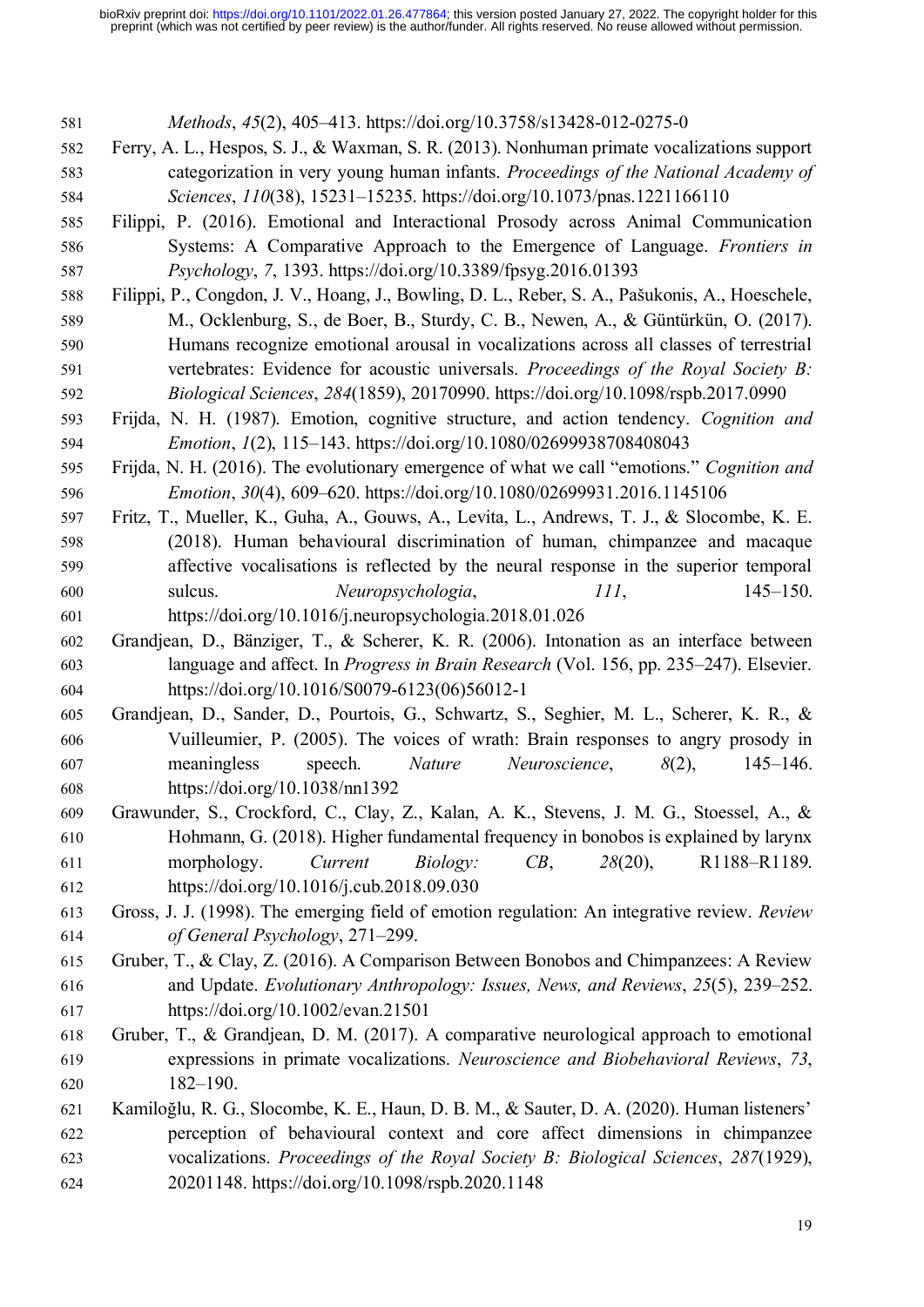*Methods*, *45*(2), 405–413. https://doi.org/10.3758/s13428-012-0275-0

Ferry, A. L., Hespos, S. J., & Waxman, S. R. (2013). Nonhuman primate vocalizations support categorization in very young human infants. *Proceedings of the National Academy of Sciences*, *110*(38), 15231–15235. https://doi.org/10.1073/pnas.1221166110

Filippi, P. (2016). Emotional and Interactional Prosody across Animal Communication Systems: A Comparative Approach to the Emergence of Language. *Frontiers in Psychology*, *7*, 1393. https://doi.org/10.3389/fpsyg.2016.01393

Filippi, P., Congdon, J. V., Hoang, J., Bowling, D. L., Reber, S. A., Pašukonis, A., Hoeschele, M., Ocklenburg, S., de Boer, B., Sturdy, C. B., Newen, A., & Güntürkün, O. (2017). Humans recognize emotional arousal in vocalizations across all classes of terrestrial vertebrates: Evidence for acoustic universals. *Proceedings of the Royal Society B: Biological Sciences*, *284*(1859), 20170990. https://doi.org/10.1098/rspb.2017.0990

Frijda, N. H. (1987). Emotion, cognitive structure, and action tendency. *Cognition and Emotion*, *1*(2), 115–143. https://doi.org/10.1080/02699938708408043

Frijda, N. H. (2016). The evolutionary emergence of what we call "emotions." *Cognition and Emotion*, *30*(4), 609–620. https://doi.org/10.1080/02699931.2016.1145106

Fritz, T., Mueller, K., Guha, A., Gouws, A., Levita, L., Andrews, T. J., & Slocombe, K. E. (2018). Human behavioural discrimination of human, chimpanzee and macaque affective vocalisations is reflected by the neural response in the superior temporal sulcus. *Neuropsychologia*, *111*, 145–150. https://doi.org/10.1016/j.neuropsychologia.2018.01.026

Grandjean, D., Bänziger, T., & Scherer, K. R. (2006). Intonation as an interface between language and affect. In *Progress in Brain Research* (Vol. 156, pp. 235–247). Elsevier. https://doi.org/10.1016/S0079-6123(06)56012-1

Grandjean, D., Sander, D., Pourtois, G., Schwartz, S., Seghier, M. L., Scherer, K. R., & Vuilleumier, P. (2005). The voices of wrath: Brain responses to angry prosody in meaningless speech. *Nature Neuroscience*, *8*(2), 145–146. https://doi.org/10.1038/nn1392

Grawunder, S., Crockford, C., Clay, Z., Kalan, A. K., Stevens, J. M. G., Stoessel, A., & Hohmann, G. (2018). Higher fundamental frequency in bonobos is explained by larynx morphology. *Current Biology: CB*, *28*(20), R1188–R1189. https://doi.org/10.1016/j.cub.2018.09.030

Gross, J. J. (1998). The emerging field of emotion regulation: An integrative review. *Review of General Psychology*, 271–299.

Gruber, T., & Clay, Z. (2016). A Comparison Between Bonobos and Chimpanzees: A Review and Update. *Evolutionary Anthropology: Issues, News, and Reviews*, *25*(5), 239–252. https://doi.org/10.1002/evan.21501

Gruber, T., & Grandjean, D. M. (2017). A comparative neurological approach to emotional expressions in primate vocalizations. *Neuroscience and Biobehavioral Reviews*, *73*, 182–190.

Kamiloğlu, R. G., Slocombe, K. E., Haun, D. B. M., & Sauter, D. A. (2020). Human listeners' perception of behavioural context and core affect dimensions in chimpanzee vocalizations. *Proceedings of the Royal Society B: Biological Sciences*, *287*(1929), 20201148. https://doi.org/10.1098/rspb.2020.1148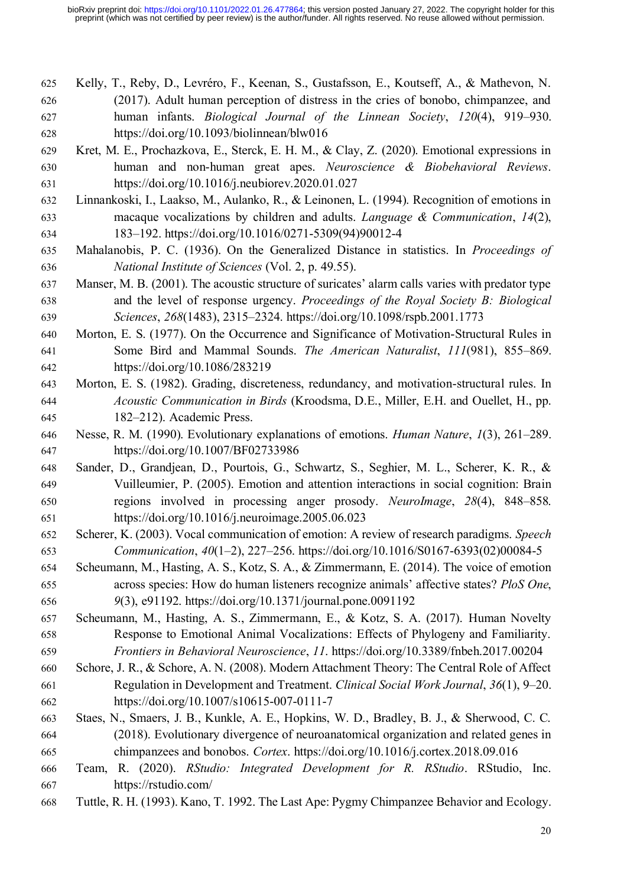Kelly, T., Reby, D., Levréro, F., Keenan, S., Gustafsson, E., Koutseff, A., & Mathevon, N. (2017). Adult human perception of distress in the cries of bonobo, chimpanzee, and human infants. *Biological Journal of the Linnean Society*, *120*(4), 919–930. https://doi.org/10.1093/biolinnean/blw016

Kret, M. E., Prochazkova, E., Sterck, E. H. M., & Clay, Z. (2020). Emotional expressions in human and non-human great apes. *Neuroscience & Biobehavioral Reviews*. https://doi.org/10.1016/j.neubiorev.2020.01.027

Linnankoski, I., Laakso, M., Aulanko, R., & Leinonen, L. (1994). Recognition of emotions in macaque vocalizations by children and adults. *Language & Communication*, *14*(2), 183–192. https://doi.org/10.1016/0271-5309(94)90012-4

Mahalanobis, P. C. (1936). On the Generalized Distance in statistics. In *Proceedings of National Institute of Sciences* (Vol. 2, p. 49.55).

Manser, M. B. (2001). The acoustic structure of suricates' alarm calls varies with predator type and the level of response urgency. *Proceedings of the Royal Society B: Biological Sciences*, *268*(1483), 2315–2324. https://doi.org/10.1098/rspb.2001.1773

Morton, E. S. (1977). On the Occurrence and Significance of Motivation-Structural Rules in Some Bird and Mammal Sounds. *The American Naturalist*, *111*(981), 855–869. https://doi.org/10.1086/283219

Morton, E. S. (1982). Grading, discreteness, redundancy, and motivation-structural rules. In *Acoustic Communication in Birds* (Kroodsma, D.E., Miller, E.H. and Ouellet, H., pp. 182–212). Academic Press.

Nesse, R. M. (1990). Evolutionary explanations of emotions. *Human Nature*, *1*(3), 261–289. https://doi.org/10.1007/BF02733986

Sander, D., Grandjean, D., Pourtois, G., Schwartz, S., Seghier, M. L., Scherer, K. R., & Vuilleumier, P. (2005). Emotion and attention interactions in social cognition: Brain regions involved in processing anger prosody. *NeuroImage*, *28*(4), 848–858. https://doi.org/10.1016/j.neuroimage.2005.06.023

Scherer, K. (2003). Vocal communication of emotion: A review of research paradigms. *Speech Communication*, *40*(1–2), 227–256. https://doi.org/10.1016/S0167-6393(02)00084-5

Scheumann, M., Hasting, A. S., Kotz, S. A., & Zimmermann, E. (2014). The voice of emotion across species: How do human listeners recognize animals' affective states? *PloS One*, *9*(3), e91192. https://doi.org/10.1371/journal.pone.0091192

Scheumann, M., Hasting, A. S., Zimmermann, E., & Kotz, S. A. (2017). Human Novelty Response to Emotional Animal Vocalizations: Effects of Phylogeny and Familiarity. *Frontiers in Behavioral Neuroscience*, *11*. https://doi.org/10.3389/fnbeh.2017.00204

Schore, J. R., & Schore, A. N. (2008). Modern Attachment Theory: The Central Role of Affect Regulation in Development and Treatment. *Clinical Social Work Journal*, *36*(1), 9–20. https://doi.org/10.1007/s10615-007-0111-7

Staes, N., Smaers, J. B., Kunkle, A. E., Hopkins, W. D., Bradley, B. J., & Sherwood, C. C. (2018). Evolutionary divergence of neuroanatomical organization and related genes in chimpanzees and bonobos. *Cortex*. https://doi.org/10.1016/j.cortex.2018.09.016

Team, R. (2020). *RStudio: Integrated Development for R. RStudio*. RStudio, Inc. https://rstudio.com/

Tuttle, R. H. (1993). Kano, T. 1992. The Last Ape: Pygmy Chimpanzee Behavior and Ecology.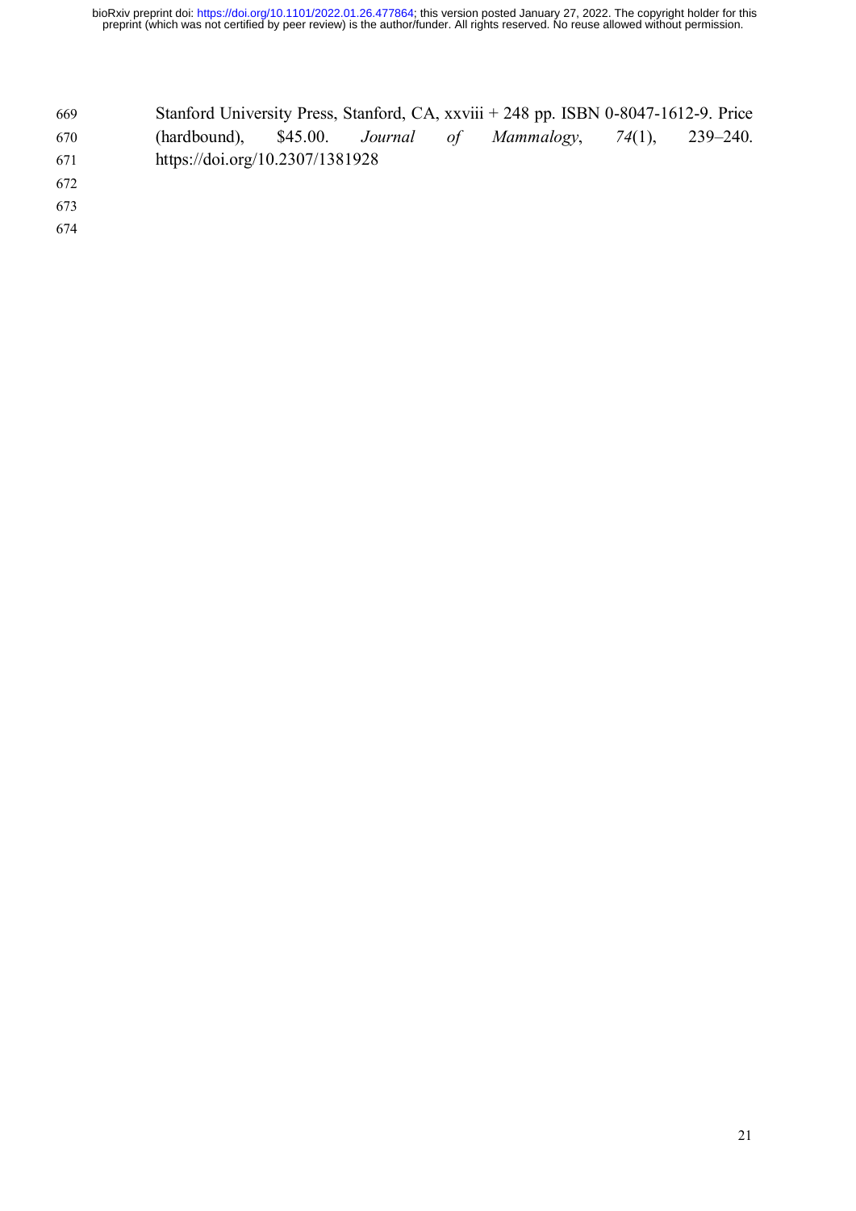Stanford University Press, Stanford, CA, xxviii + 248 pp. ISBN 0-8047-1612-9. Price (hardbound), $45.00. *Journal of Mammalogy*, *74*(1), 239–240. https://doi.org/10.2307/1381928